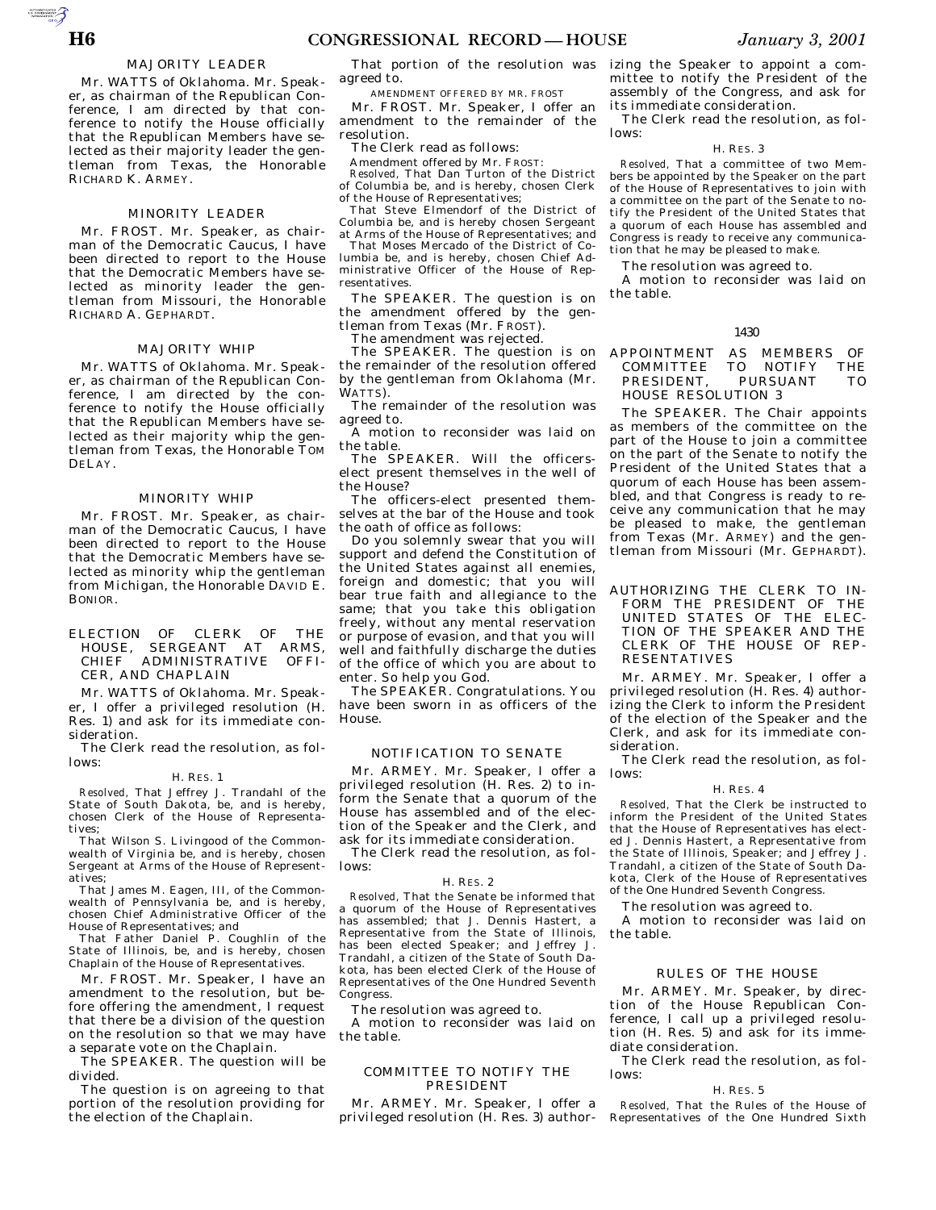## MAJORITY LEADER

Mr. WATTS of Oklahoma. Mr. Speaker, as chairman of the Republican Conference, I am directed by that conference to notify the House officially that the Republican Members have selected as their majority leader the gentleman from Texas, the Honorable RICHARD K. ARMEY.

## MINORITY LEADER

Mr. FROST. Mr. Speaker, as chairman of the Democratic Caucus, I have been directed to report to the House that the Democratic Members have selected as minority leader the gentleman from Missouri, the Honorable RICHARD A. GEPHARDT.

## MAJORITY WHIP

Mr. WATTS of Oklahoma. Mr. Speaker, as chairman of the Republican Conference, I am directed by the conference to notify the House officially that the Republican Members have selected as their majority whip the gentleman from Texas, the Honorable TOM DELAY.

## MINORITY WHIP

Mr. FROST. Mr. Speaker, as chairman of the Democratic Caucus, I have been directed to report to the House that the Democratic Members have selected as minority whip the gentleman from Michigan, the Honorable DAVID E. BONIOR.

## ELECTION OF CLERK OF THE HOUSE, SERGEANT AT ARMS, CHIEF ADMINISTRATIVE OFFICER, AND CHAPLAIN

Mr. WATTS of Oklahoma. Mr. Speaker, I offer a privileged resolution (H. Res. 1) and ask for its immediate consideration.

The Clerk read the resolution, as follows:

H. RES. 1

*Resolved,* That Jeffrey J. Trandahl of the State of South Dakota, be, and is hereby, chosen Clerk of the House of Representatives;

That Wilson S. Livingood of the Commonwealth of Virginia be, and is hereby, chosen Sergeant at Arms of the House of Representatives;

That James M. Eagen, III, of the Commonwealth of Pennsylvania be, and is hereby, chosen Chief Administrative Officer of the House of Representatives; and

That Father Daniel P. Coughlin of the State of Illinois, be, and is hereby, chosen Chaplain of the House of Representatives.

Mr. FROST. Mr. Speaker, I have an amendment to the resolution, but before offering the amendment, I request that there be a division of the question on the resolution so that we may have a separate vote on the Chaplain.

The SPEAKER. The question will be divided.

The question is on agreeing to that portion of the resolution providing for the election of the Chaplain.

That portion of the resolution was agreed to.

AMENDMENT OFFERED BY MR. FROST

Mr. FROST. Mr. Speaker, I offer an amendment to the remainder of the resolution.

The Clerk read as follows:

Amendment offered by Mr. FROST:

*Resolved,* That Dan Turton of the District of Columbia be, and is hereby, chosen Clerk of the House of Representatives;

That Steve Elmendorf of the District of Columbia be, and is hereby chosen Sergeant at Arms of the House of Representatives; and

That Moses Mercado of the District of Columbia be, and is hereby, chosen Chief Administrative Officer of the House of Representatives.

The SPEAKER. The question is on the amendment offered by the gentleman from Texas (Mr. FROST).

The amendment was rejected.

The SPEAKER. The question is on the remainder of the resolution offered by the gentleman from Oklahoma (Mr. WATTS).

The remainder of the resolution was agreed to.

A motion to reconsider was laid on the table.

The SPEAKER. Will the officers-elect present themselves in the well of the House?

The officers-elect presented themselves at the bar of the House and took the oath of office as follows:

Do you solemnly swear that you will support and defend the Constitution of the United States against all enemies, foreign and domestic; that you will bear true faith and allegiance to the same; that you take this obligation freely, without any mental reservation or purpose of evasion, and that you will well and faithfully discharge the duties of the office of which you are about to enter. So help you God.

The SPEAKER. Congratulations. You have been sworn in as officers of the House.

## NOTIFICATION TO SENATE

Mr. ARMEY. Mr. Speaker, I offer a privileged resolution (H. Res. 2) to inform the Senate that a quorum of the House has assembled and of the election of the Speaker and the Clerk, and ask for its immediate consideration.

The Clerk read the resolution, as follows:

H. RES. 2

*Resolved,* That the Senate be informed that a quorum of the House of Representatives has assembled; that J. Dennis Hastert, a Representative from the State of Illinois, has been elected Speaker; and Jeffrey J. Trandahl, a citizen of the State of South Dakota, has been elected Clerk of the House of Representatives of the One Hundred Seventh Congress.

The resolution was agreed to.

A motion to reconsider was laid on the table.

## COMMITTEE TO NOTIFY THE PRESIDENT

Mr. ARMEY. Mr. Speaker, I offer a privileged resolution (H. Res. 3) authorizing the Speaker to appoint a committee to notify the President of the assembly of the Congress, and ask for its immediate consideration.

The Clerk read the resolution, as follows:

H. RES. 3

*Resolved,* That a committee of two Members be appointed by the Speaker on the part of the House of Representatives to join with a committee on the part of the Senate to notify the President of the United States that a quorum of each House has assembled and Congress is ready to receive any communication that he may be pleased to make.

The resolution was agreed to.

A motion to reconsider was laid on the table.

1430

## APPOINTMENT AS MEMBERS OF COMMITTEE TO NOTIFY THE PRESIDENT, PURSUANT TO HOUSE RESOLUTION 3

The SPEAKER. The Chair appoints as members of the committee on the part of the House to join a committee on the part of the Senate to notify the President of the United States that a quorum of each House has been assembled, and that Congress is ready to receive any communication that he may be pleased to make, the gentleman from Texas (Mr. ARMEY) and the gentleman from Missouri (Mr. GEPHARDT).

## AUTHORIZING THE CLERK TO INFORM THE PRESIDENT OF THE UNITED STATES OF THE ELECTION OF THE SPEAKER AND THE CLERK OF THE HOUSE OF REPRESENTATIVES

Mr. ARMEY. Mr. Speaker, I offer a privileged resolution (H. Res. 4) authorizing the Clerk to inform the President of the election of the Speaker and the Clerk, and ask for its immediate consideration.

The Clerk read the resolution, as follows:

H. RES. 4

*Resolved,* That the Clerk be instructed to inform the President of the United States that the House of Representatives has elected J. Dennis Hastert, a Representative from the State of Illinois, Speaker; and Jeffrey J. Trandahl, a citizen of the State of South Dakota, Clerk of the House of Representatives of the One Hundred Seventh Congress.

The resolution was agreed to.

A motion to reconsider was laid on the table.

## RULES OF THE HOUSE

Mr. ARMEY. Mr. Speaker, by direction of the House Republican Conference, I call up a privileged resolution (H. Res. 5) and ask for its immediate consideration.

The Clerk read the resolution, as follows:

H. RES. 5

*Resolved,* That the Rules of the House of Representatives of the One Hundred Sixth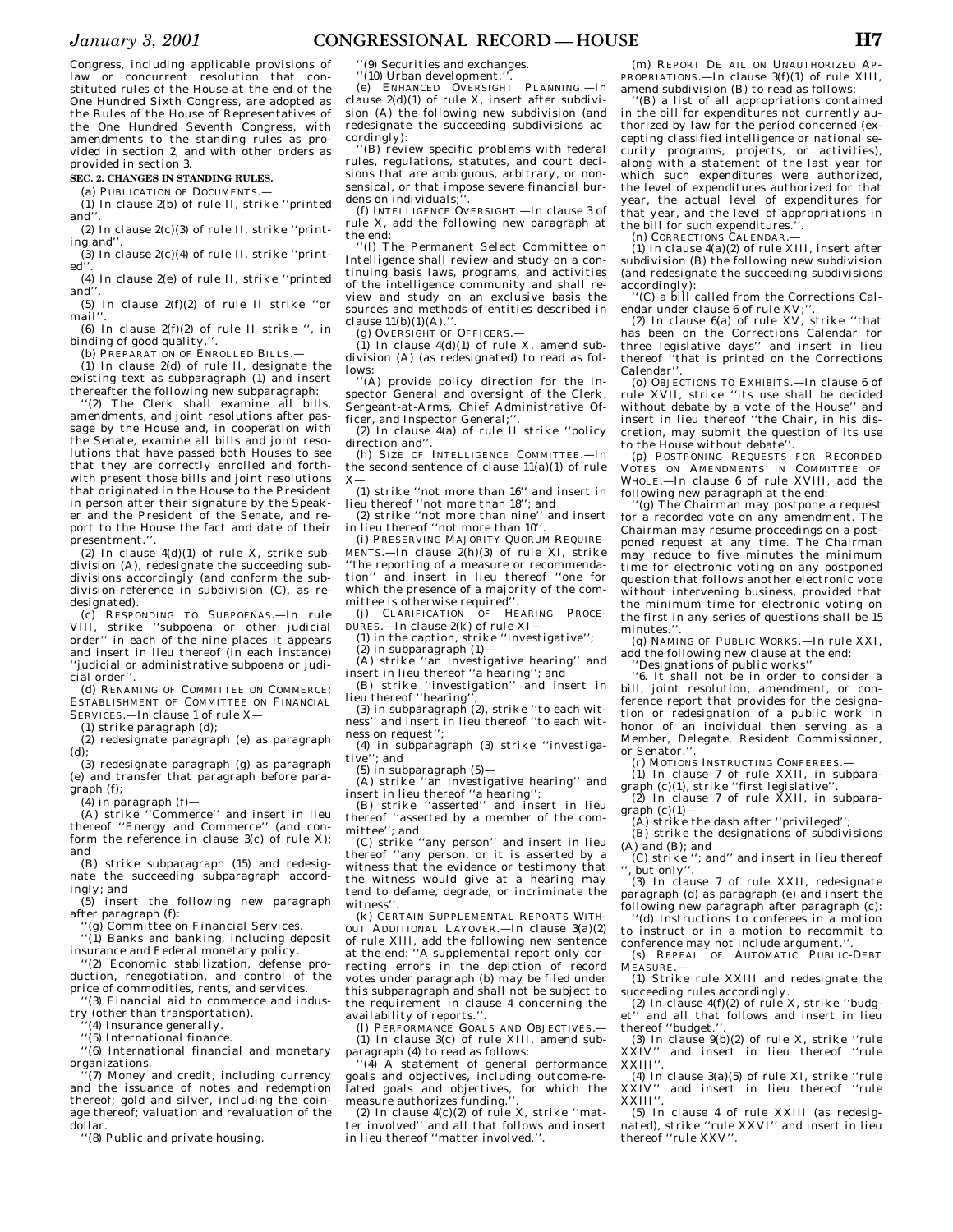Congress, including applicable provisions of law or concurrent resolution that constituted rules of the House at the end of the One Hundred Sixth Congress, are adopted as the Rules of the House of Representatives of the One Hundred Seventh Congress, with amendments to the standing rules as provided in section 2, and with other orders as provided in section 3.

**SEC. 2. CHANGES IN STANDING RULES.**

(a) PUBLICATION OF DOCUMENTS.—

(1) In clause 2(b) of rule II, strike ''printed and''.

(2) In clause 2(c)(3) of rule II, strike ''printing and''.

(3) In clause 2(c)(4) of rule II, strike ''printed''.

(4) In clause 2(e) of rule II, strike ''printed and''.

(5) In clause 2(f)(2) of rule II strike ''or mail''.

(6) In clause 2(f)(2) of rule II strike '', in binding of good quality,''.

(b) PREPARATION OF ENROLLED BILLS.—

(1) In clause 2(d) of rule II, designate the existing text as subparagraph (1) and insert thereafter the following new subparagraph:

''(2) The Clerk shall examine all bills, amendments, and joint resolutions after passage by the House and, in cooperation with the Senate, examine all bills and joint resolutions that have passed both Houses to see that they are correctly enrolled and forthwith present those bills and joint resolutions that originated in the House to the President in person after their signature by the Speaker and the President of the Senate, and report to the House the fact and date of their presentment.''.

(2) In clause 4(d)(1) of rule X, strike subdivision (A), redesignate the succeeding subdivisions accordingly (and conform the subdivision-reference in subdivision (C), as redesignated).

(c) RESPONDING TO SUBPOENAS.—In rule VIII, strike ''subpoena or other judicial order'' in each of the nine places it appears and insert in lieu thereof (in each instance) ''judicial or administrative subpoena or judicial order''.

(d) RENAMING OF COMMITTEE ON COMMERCE; ESTABLISHMENT OF COMMITTEE ON FINANCIAL SERVICES.—In clause 1 of rule X—

(1) strike paragraph (d);

(2) redesignate paragraph (e) as paragraph (d);

(3) redesignate paragraph (g) as paragraph (e) and transfer that paragraph before paragraph (f);

(4) in paragraph (f)—

(A) strike ''Commerce'' and insert in lieu thereof ''Energy and Commerce'' (and conform the reference in clause 3(c) of rule X); and

(B) strike subparagraph (15) and redesignate the succeeding subparagraph accordingly; and

(5) insert the following new paragraph after paragraph (f):

''(g) Committee on Financial Services.

''(1) Banks and banking, including deposit insurance and Federal monetary policy.

''(2) Economic stabilization, defense production, renegotiation, and control of the price of commodities, rents, and services.

''(3) Financial aid to commerce and industry (other than transportation).

''(4) Insurance generally.

''(5) International finance.

''(6) International financial and monetary organizations.

''(7) Money and credit, including currency and the issuance of notes and redemption thereof; gold and silver, including the coinage thereof; valuation and revaluation of the dollar.

''(8) Public and private housing.

''(9) Securities and exchanges.

''(10) Urban development.''.

(e) ENHANCED OVERSIGHT PLANNING.—In clause 2(d)(1) of rule X, insert after subdivision (A) the following new subdivision (and redesignate the succeeding subdivisions accordingly):

''(B) review specific problems with federal rules, regulations, statutes, and court decisions that are ambiguous, arbitrary, or nonsensical, or that impose severe financial burdens on individuals;''.

(f) INTELLIGENCE OVERSIGHT.—In clause 3 of rule X, add the following new paragraph at the end:

''(l) The Permanent Select Committee on Intelligence shall review and study on a continuing basis laws, programs, and activities of the intelligence community and shall review and study on an exclusive basis the sources and methods of entities described in clause 11(b)(1)(A).''.

(g) OVERSIGHT OF OFFICERS.—

(1) In clause 4(d)(1) of rule X, amend subdivision (A) (as redesignated) to read as follows:

''(A) provide policy direction for the Inspector General and oversight of the Clerk, Sergeant-at-Arms, Chief Administrative Officer, and Inspector General;''.

(2) In clause 4(a) of rule II strike ''policy direction and''.

(h) SIZE OF INTELLIGENCE COMMITTEE.—In the second sentence of clause 11(a)(1) of rule X—

(1) strike ''not more than 16'' and insert in lieu thereof ''not more than 18''; and

(2) strike ''not more than nine'' and insert in lieu thereof ''not more than 10''.

(i) PRESERVING MAJORITY QUORUM REQUIREMENTS.—In clause 2(h)(3) of rule XI, strike ''the reporting of a measure or recommendation'' and insert in lieu thereof ''one for which the presence of a majority of the committee is otherwise required''.

(j) CLARIFICATION OF HEARING PROCEDURES.—In clause 2(k) of rule XI—

(1) in the caption, strike ''investigative'';

(2) in subparagraph (1)—

(A) strike ''an investigative hearing'' and insert in lieu thereof ''a hearing''; and

(B) strike ''investigation'' and insert in lieu thereof ''hearing'';

(3) in subparagraph (2), strike ''to each witness'' and insert in lieu thereof ''to each witness on request'';

(4) in subparagraph (3) strike ''investigative''; and

(5) in subparagraph (5)—

(A) strike ''an investigative hearing'' and insert in lieu thereof ''a hearing'';

(B) strike ''asserted'' and insert in lieu thereof ''asserted by a member of the committee''; and

(C) strike ''any person'' and insert in lieu thereof ''any person, or it is asserted by a witness that the evidence or testimony that the witness would give at a hearing may tend to defame, degrade, or incriminate the witness''.

(k) CERTAIN SUPPLEMENTAL REPORTS WITHOUT ADDITIONAL LAYOVER.—In clause 3(a)(2) of rule XIII, add the following new sentence at the end: ''A supplemental report only correcting errors in the depiction of record votes under paragraph (b) may be filed under this subparagraph and shall not be subject to the requirement in clause 4 concerning the availability of reports.''.

(l) PERFORMANCE GOALS AND OBJECTIVES.—

(1) In clause 3(c) of rule XIII, amend subparagraph (4) to read as follows:

''(4) A statement of general performance goals and objectives, including outcome-related goals and objectives, for which the measure authorizes funding.''.

(2) In clause 4(c)(2) of rule X, strike ''matter involved'' and all that follows and insert in lieu thereof ''matter involved.''.

(m) REPORT DETAIL ON UNAUTHORIZED APPROPRIATIONS.—In clause 3(f)(1) of rule XIII, amend subdivision (B) to read as follows:

''(B) a list of all appropriations contained in the bill for expenditures not currently authorized by law for the period concerned (excepting classified intelligence or national security programs, projects, or activities), along with a statement of the last year for which such expenditures were authorized, the level of expenditures authorized for that year, the actual level of expenditures for that year, and the level of appropriations in the bill for such expenditures.''.

(n) CORRECTIONS CALENDAR.—

(1) In clause 4(a)(2) of rule XIII, insert after subdivision (B) the following new subdivision (and redesignate the succeeding subdivisions accordingly):

''(C) a bill called from the Corrections Calendar under clause 6 of rule XV;''.

(2) In clause 6(a) of rule XV, strike ''that has been on the Corrections Calendar for three legislative days'' and insert in lieu thereof ''that is printed on the Corrections Calendar''.

(o) OBJECTIONS TO EXHIBITS.—In clause 6 of rule XVII, strike ''its use shall be decided without debate by a vote of the House'' and insert in lieu thereof ''the Chair, in his discretion, may submit the question of its use to the House without debate''.

(p) POSTPONING REQUESTS FOR RECORDED VOTES ON AMENDMENTS IN COMMITTEE OF WHOLE.—In clause 6 of rule XVIII, add the following new paragraph at the end:

''(g) The Chairman may postpone a request for a recorded vote on any amendment. The Chairman may resume proceedings on a postponed request at any time. The Chairman may reduce to five minutes the minimum time for electronic voting on any postponed question that follows another electronic vote without intervening business, provided that the minimum time for electronic voting on the first in any series of questions shall be 15 minutes.''.

(q) NAMING OF PUBLIC WORKS.—In rule XXI, add the following new clause at the end:

''Designations of public works''

''6. It shall not be in order to consider a bill, joint resolution, amendment, or conference report that provides for the designation or redesignation of a public work in honor of an individual then serving as a Member, Delegate, Resident Commissioner, or Senator.''.

(r) MOTIONS INSTRUCTING CONFEREES.—

(1) In clause 7 of rule XXII, in subparagraph (c)(1), strike ''first legislative''.

(2) In clause 7 of rule XXII, in subparagraph (c)(1)—

(A) strike the dash after ''privileged'';

(B) strike the designations of subdivisions (A) and (B); and

(C) strike ''; and'' and insert in lieu thereof '', but only''.

(3) In clause 7 of rule XXII, redesignate paragraph (d) as paragraph (e) and insert the following new paragraph after paragraph (c):

''(d) Instructions to conferees in a motion to instruct or in a motion to recommit to conference may not include argument.''.

(s) REPEAL OF AUTOMATIC PUBLIC-DEBT MEASURE.—

(1) Strike rule XXIII and redesignate the succeeding rules accordingly.

(2) In clause 4(f)(2) of rule X, strike ''budget'' and all that follows and insert in lieu thereof ''budget.''.

(3) In clause 9(b)(2) of rule X, strike ''rule XXIV'' and insert in lieu thereof ''rule XXIII''.

(4) In clause 3(a)(5) of rule XI, strike ''rule XXIV'' and insert in lieu thereof ''rule XXIII''.

(5) In clause 4 of rule XXIII (as redesignated), strike ''rule XXVI'' and insert in lieu thereof ''rule XXV''.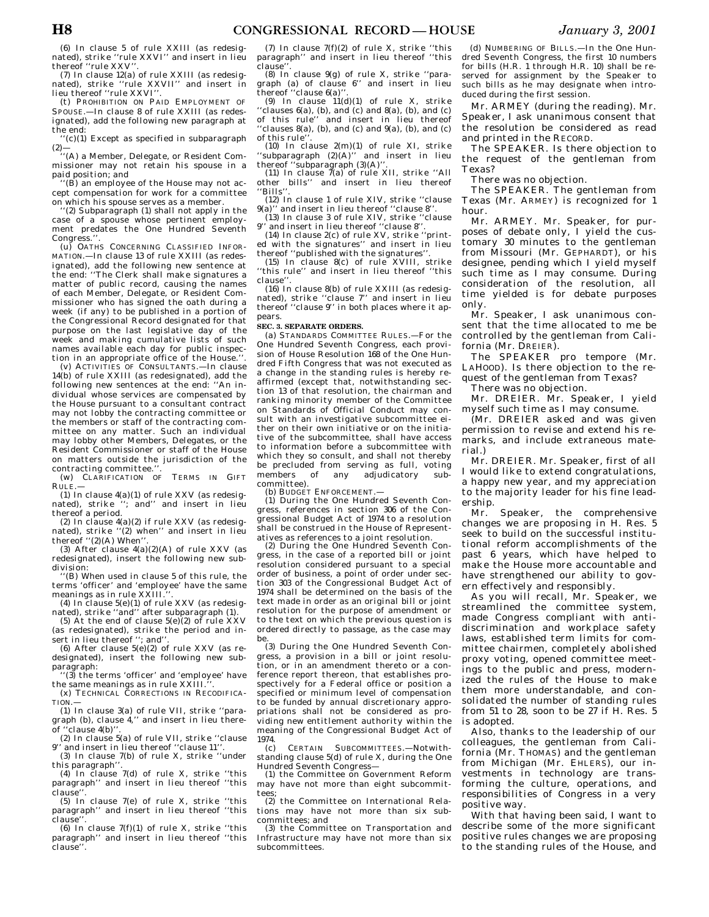(6) In clause 5 of rule XXIII (as redesignated), strike ''rule XXVI'' and insert in lieu thereof ''rule XXV''.

(7) In clause 12(a) of rule XXIII (as redesignated), strike ''rule XXVII'' and insert in lieu thereof ''rule XXVI''.

(t) PROHIBITION ON PAID EMPLOYMENT OF SPOUSE.—In clause 8 of rule XXIII (as redesignated), add the following new paragraph at the end:

''(c)(1) Except as specified in subparagraph (2)—

''(A) a Member, Delegate, or Resident Commissioner may not retain his spouse in a paid position; and

''(B) an employee of the House may not accept compensation for work for a committee on which his spouse serves as a member.

''(2) Subparagraph (1) shall not apply in the case of a spouse whose pertinent employment predates the One Hundred Seventh Congress.''.

(u) OATHS CONCERNING CLASSIFIED INFORMATION.—In clause 13 of rule XXIII (as redesignated), add the following new sentence at the end: ''The Clerk shall make signatures a matter of public record, causing the names of each Member, Delegate, or Resident Commissioner who has signed the oath during a week (if any) to be published in a portion of the Congressional Record designated for that purpose on the last legislative day of the week and making cumulative lists of such names available each day for public inspection in an appropriate office of the House.''.

(v) ACTIVITIES OF CONSULTANTS.—In clause 14(b) of rule XXIII (as redesignated), add the following new sentences at the end: ''An individual whose services are compensated by the House pursuant to a consultant contract may not lobby the contracting committee or the members or staff of the contracting committee on any matter. Such an individual may lobby other Members, Delegates, or the Resident Commissioner or staff of the House on matters outside the jurisdiction of the contracting committee.''.

(w) CLARIFICATION OF TERMS IN GIFT RULE.—

(1) In clause 4(a)(1) of rule XXV (as redesignated), strike ''; and'' and insert in lieu thereof a period.

(2) In clause 4(a)(2) if rule XXV (as redesignated), strike ''(2) when'' and insert in lieu thereof ''(2)(A) When''.

(3) After clause 4(a)(2)(A) of rule XXV (as redesignated), insert the following new subdivision:

''(B) When used in clause 5 of this rule, the terms 'officer' and 'employee' have the same meanings as in rule XXIII.''.

(4) In clause 5(e)(1) of rule XXV (as redesignated), strike ''and'' after subparagraph (1).

(5) At the end of clause 5(e)(2) of rule XXV (as redesignated), strike the period and insert in lieu thereof ''; and''.

(6) After clause 5(e)(2) of rule XXV (as redesignated), insert the following new subparagraph:

''(3) the terms 'officer' and 'employee' have the same meanings as in rule XXIII.''.

(x) TECHNICAL CORRECTIONS IN RECODIFICATION.—

(1) In clause 3(a) of rule VII, strike ''paragraph (b), clause 4,'' and insert in lieu thereof ''clause 4(b)''.

(2) In clause 5(a) of rule VII, strike ''clause 9'' and insert in lieu thereof ''clause 11''.

(3) In clause 7(b) of rule X, strike ''under this paragraph''.

(4) In clause 7(d) of rule X, strike ''this paragraph'' and insert in lieu thereof ''this clause''.

(5) In clause 7(e) of rule X, strike ''this paragraph'' and insert in lieu thereof ''this clause''.

(6) In clause 7(f)(1) of rule X, strike ''this paragraph'' and insert in lieu thereof ''this clause''.

(7) In clause 7(f)(2) of rule X, strike ''this paragraph'' and insert in lieu thereof ''this clause''.

(8) In clause 9(g) of rule X, strike ''paragraph (a) of clause 6'' and insert in lieu thereof ''clause 6(a)''.

(9) In clause 11(d)(1) of rule X, strike ''clauses 6(a), (b), and (c) and 8(a), (b), and (c) of this rule'' and insert in lieu thereof ''clauses 8(a), (b), and (c) and 9(a), (b), and (c) of this rule''.

(10) In clause 2(m)(1) of rule XI, strike ''subparagraph (2)(A)'' and insert in lieu thereof ''subparagraph (3)(A)''.

(11) In clause 7(a) of rule XII, strike ''All other bills'' and insert in lieu thereof ''Bills''.

(12) In clause 1 of rule XIV, strike ''clause 9(a)'' and insert in lieu thereof ''clause 8''.

(13) In clause 3 of rule XIV, strike ''clause 9'' and insert in lieu thereof ''clause 8''.

(14) In clause 2(c) of rule XV, strike ''printed with the signatures'' and insert in lieu thereof ''published with the signatures''.

(15) In clause 8(c) of rule XVIII, strike ''this rule'' and insert in lieu thereof ''this clause''.

(16) In clause 8(b) of rule XXIII (as redesignated), strike ''clause 7'' and insert in lieu thereof ''clause 9'' in both places where it appears.

**SEC. 3. SEPARATE ORDERS.**

(a) STANDARDS COMMITTEE RULES.—For the One Hundred Seventh Congress, each provision of House Resolution 168 of the One Hundred Fifth Congress that was not executed as a change in the standing rules is hereby reaffirmed (except that, notwithstanding section 13 of that resolution, the chairman and ranking minority member of the Committee on Standards of Official Conduct may consult with an investigative subcommittee either on their own initiative or on the initiative of the subcommittee, shall have access to information before a subcommittee with which they so consult, and shall not thereby be precluded from serving as full, voting members of any adjudicatory subcommittee).

(b) BUDGET ENFORCEMENT.—

(1) During the One Hundred Seventh Congress, references in section 306 of the Congressional Budget Act of 1974 to a resolution shall be construed in the House of Representatives as references to a joint resolution.

(2) During the One Hundred Seventh Congress, in the case of a reported bill or joint resolution considered pursuant to a special order of business, a point of order under section 303 of the Congressional Budget Act of 1974 shall be determined on the basis of the text made in order as an original bill or joint resolution for the purpose of amendment or to the text on which the previous question is ordered directly to passage, as the case may be.

(3) During the One Hundred Seventh Congress, a provision in a bill or joint resolution, or in an amendment thereto or a conference report thereon, that establishes prospectively for a Federal office or position a specified or minimum level of compensation to be funded by annual discretionary appropriations shall not be considered as providing new entitlement authority within the meaning of the Congressional Budget Act of 1974.

(c) CERTAIN SUBCOMMITTEES.—Notwithstanding clause 5(d) of rule X, during the One Hundred Seventh Congress—

(1) the Committee on Government Reform may have not more than eight subcommittees;

(2) the Committee on International Relations may have not more than six subcommittees; and

(3) the Committee on Transportation and Infrastructure may have not more than six subcommittees.

(d) NUMBERING OF BILLS.—In the One Hundred Seventh Congress, the first 10 numbers for bills (H.R. 1 through H.R. 10) shall be reserved for assignment by the Speaker to such bills as he may designate when introduced during the first session.

Mr. ARMEY (during the reading). Mr. Speaker, I ask unanimous consent that the resolution be considered as read and printed in the RECORD.

The SPEAKER. Is there objection to the request of the gentleman from Texas?

There was no objection.

The SPEAKER. The gentleman from Texas (Mr. ARMEY) is recognized for 1 hour.

Mr. ARMEY. Mr. Speaker, for purposes of debate only, I yield the customary 30 minutes to the gentleman from Missouri (Mr. GEPHARDT), or his designee, pending which I yield myself such time as I may consume. During consideration of the resolution, all time yielded is for debate purposes only.

Mr. Speaker, I ask unanimous consent that the time allocated to me be controlled by the gentleman from California (Mr. DREIER).

The SPEAKER pro tempore (Mr. LAHOOD). Is there objection to the request of the gentleman from Texas?

There was no objection.

Mr. DREIER. Mr. Speaker, I yield myself such time as I may consume.

(Mr. DREIER asked and was given permission to revise and extend his remarks, and include extraneous material.)

Mr. DREIER. Mr. Speaker, first of all I would like to extend congratulations, a happy new year, and my appreciation to the majority leader for his fine leadership.

Mr. Speaker, the comprehensive changes we are proposing in H. Res. 5 seek to build on the successful institutional reform accomplishments of the past 6 years, which have helped to make the House more accountable and have strengthened our ability to govern effectively and responsibly.

As you will recall, Mr. Speaker, we streamlined the committee system, made Congress compliant with antidiscrimination and workplace safety laws, established term limits for committee chairmen, completely abolished proxy voting, opened committee meetings to the public and press, modernized the rules of the House to make them more understandable, and consolidated the number of standing rules from 51 to 28, soon to be 27 if H. Res. 5 is adopted.

Also, thanks to the leadership of our colleagues, the gentleman from California (Mr. THOMAS) and the gentleman from Michigan (Mr. EHLERS), our investments in technology are transforming the culture, operations, and responsibilities of Congress in a very positive way.

With that having been said, I want to describe some of the more significant positive rules changes we are proposing to the standing rules of the House, and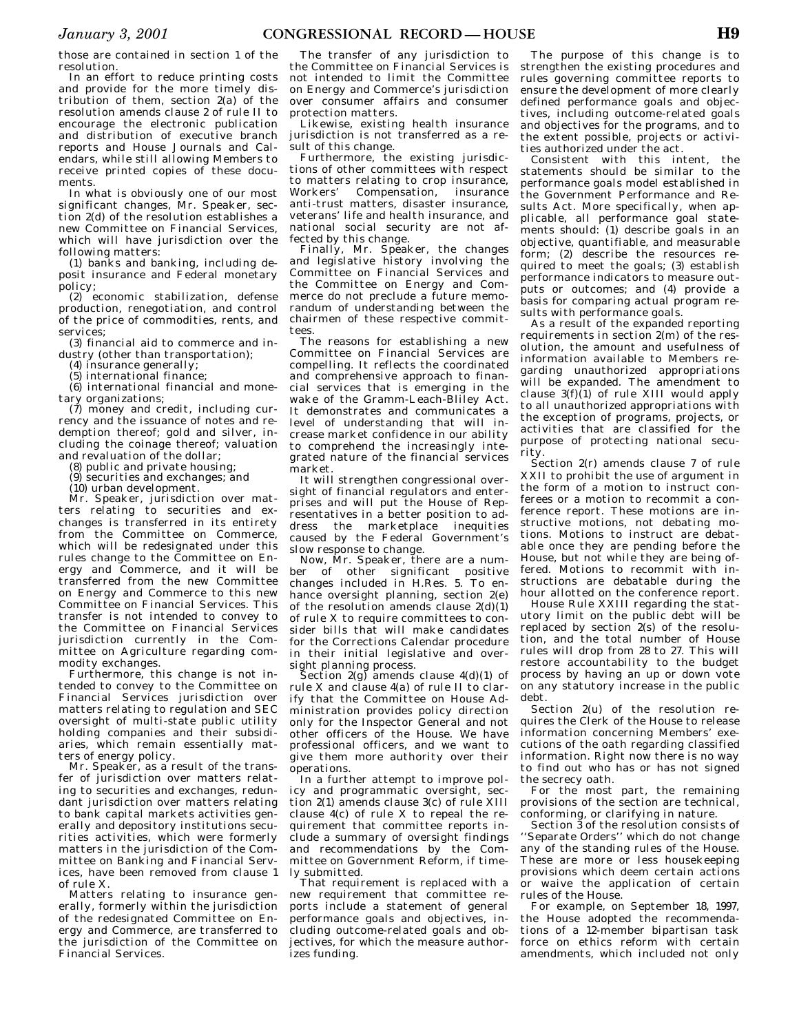those are contained in section 1 of the resolution.

In an effort to reduce printing costs and provide for the more timely distribution of them, section 2(a) of the resolution amends clause 2 of rule II to encourage the electronic publication and distribution of executive branch reports and House Journals and Calendars, while still allowing Members to receive printed copies of these documents.

In what is obviously one of our most significant changes, Mr. Speaker, section 2(d) of the resolution establishes a new Committee on Financial Services, which will have jurisdiction over the following matters:

(1) banks and banking, including deposit insurance and Federal monetary policy;

(2) economic stabilization, defense production, renegotiation, and control of the price of commodities, rents, and services;

(3) financial aid to commerce and industry (other than transportation);

(4) insurance generally;

(5) international finance;

(6) international financial and monetary organizations;

(7) money and credit, including currency and the issuance of notes and redemption thereof; gold and silver, including the coinage thereof; valuation and revaluation of the dollar;

(8) public and private housing;

(9) securities and exchanges; and

(10) urban development.

Mr. Speaker, jurisdiction over matters relating to securities and exchanges is transferred in its entirety from the Committee on Commerce, which will be redesignated under this rules change to the Committee on Energy and Commerce, and it will be transferred from the new Committee on Energy and Commerce to this new Committee on Financial Services. This transfer is not intended to convey to the Committee on Financial Services jurisdiction currently in the Committee on Agriculture regarding commodity exchanges.

Furthermore, this change is not intended to convey to the Committee on Financial Services jurisdiction over matters relating to regulation and SEC oversight of multi-state public utility holding companies and their subsidiaries, which remain essentially matters of energy policy.

Mr. Speaker, as a result of the transfer of jurisdiction over matters relating to securities and exchanges, redundant jurisdiction over matters relating to bank capital markets activities generally and depository institutions securities activities, which were formerly matters in the jurisdiction of the Committee on Banking and Financial Services, have been removed from clause 1 of rule X.

Matters relating to insurance generally, formerly within the jurisdiction of the redesignated Committee on Energy and Commerce, are transferred to the jurisdiction of the Committee on Financial Services.

The transfer of any jurisdiction to the Committee on Financial Services is not intended to limit the Committee on Energy and Commerce's jurisdiction over consumer affairs and consumer protection matters.

Likewise, existing health insurance jurisdiction is not transferred as a result of this change.

Furthermore, the existing jurisdictions of other committees with respect to matters relating to crop insurance, Workers' Compensation, insurance anti-trust matters, disaster insurance, veterans' life and health insurance, and national social security are not affected by this change.

Finally, Mr. Speaker, the changes and legislative history involving the Committee on Financial Services and the Committee on Energy and Commerce do not preclude a future memorandum of understanding between the chairmen of these respective committees.

The reasons for establishing a new Committee on Financial Services are compelling. It reflects the coordinated and comprehensive approach to financial services that is emerging in the wake of the Gramm-Leach-Bliley Act. It demonstrates and communicates a level of understanding that will increase market confidence in our ability to comprehend the increasingly integrated nature of the financial services market.

It will strengthen congressional oversight of financial regulators and enterprises and will put the House of Representatives in a better position to address the marketplace inequities caused by the Federal Government's slow response to change.

Now, Mr. Speaker, there are a number of other significant positive changes included in H.Res. 5. To enhance oversight planning, section 2(e) of the resolution amends clause 2(d)(1) of rule X to require committees to consider bills that will make candidates for the Corrections Calendar procedure in their initial legislative and oversight planning process.

Section 2(g) amends clause 4(d)(1) of rule X and clause 4(a) of rule II to clarify that the Committee on House Administration provides policy direction only for the Inspector General and not other officers of the House. We have professional officers, and we want to give them more authority over their operations.

In a further attempt to improve policy and programmatic oversight, section 2(1) amends clause 3(c) of rule XIII clause 4(c) of rule X to repeal the requirement that committee reports include a summary of oversight findings and recommendations by the Committee on Government Reform, if timely submitted.

That requirement is replaced with a new requirement that committee reports include a statement of general performance goals and objectives, including outcome-related goals and objectives, for which the measure authorizes funding.

The purpose of this change is to strengthen the existing procedures and rules governing committee reports to ensure the development of more clearly defined performance goals and objectives, including outcome-related goals and objectives for the programs, and to the extent possible, projects or activities authorized under the act.

Consistent with this intent, the statements should be similar to the performance goals model established in the Government Performance and Results Act. More specifically, when applicable, all performance goal statements should: (1) describe goals in an objective, quantifiable, and measurable form; (2) describe the resources required to meet the goals; (3) establish performance indicators to measure outputs or outcomes; and (4) provide a basis for comparing actual program results with performance goals.

As a result of the expanded reporting requirements in section 2(m) of the resolution, the amount and usefulness of information available to Members regarding unauthorized appropriations will be expanded. The amendment to clause 3(f)(1) of rule XIII would apply to all unauthorized appropriations with the exception of programs, projects, or activities that are classified for the purpose of protecting national security.

Section 2(r) amends clause 7 of rule XXII to prohibit the use of argument in the form of a motion to instruct conferees or a motion to recommit a conference report. These motions are instructive motions, not debating motions. Motions to instruct are debatable once they are pending before the House, but not while they are being offered. Motions to recommit with instructions are debatable during the hour allotted on the conference report.

House Rule XXIII regarding the statutory limit on the public debt will be replaced by section 2(s) of the resolution, and the total number of House rules will drop from 28 to 27. This will restore accountability to the budget process by having an up or down vote on any statutory increase in the public debt.

Section 2(u) of the resolution requires the Clerk of the House to release information concerning Members' executions of the oath regarding classified information. Right now there is no way to find out who has or has not signed the secrecy oath.

For the most part, the remaining provisions of the section are technical, conforming, or clarifying in nature.

Section 3 of the resolution consists of ''Separate Orders'' which do not change any of the standing rules of the House. These are more or less housekeeping provisions which deem certain actions or waive the application of certain rules of the House.

For example, on September 18, 1997, the House adopted the recommendations of a 12-member bipartisan task force on ethics reform with certain amendments, which included not only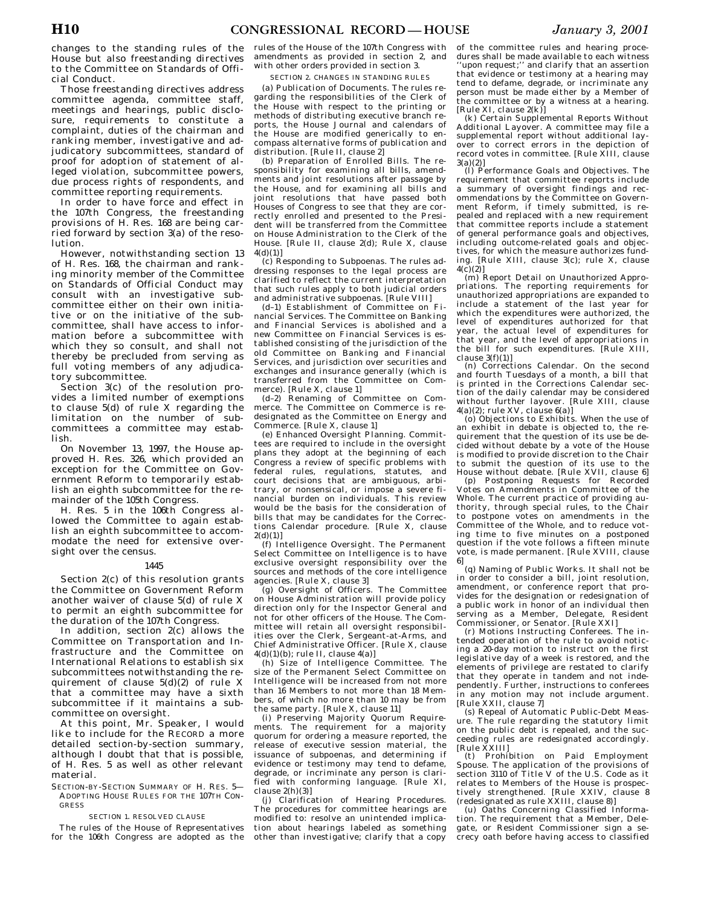changes to the standing rules of the House but also freestanding directives to the Committee on Standards of Official Conduct.

Those freestanding directives address committee agenda, committee staff, meetings and hearings, public disclosure, requirements to constitute a complaint, duties of the chairman and ranking member, investigative and adjudicatory subcommittees, standard of proof for adoption of statement of alleged violation, subcommittee powers, due process rights of respondents, and committee reporting requirements.

In order to have force and effect in the 107th Congress, the freestanding provisions of H. Res. 168 are being carried forward by section 3(a) of the resolution.

However, notwithstanding section 13 of H. Res. 168, the chairman and ranking minority member of the Committee on Standards of Official Conduct may consult with an investigative subcommittee either on their own initiative or on the initiative of the subcommittee, shall have access to information before a subcommittee with which they so consult, and shall not thereby be precluded from serving as full voting members of any adjudicatory subcommittee.

Section 3(c) of the resolution provides a limited number of exemptions to clause 5(d) of rule X regarding the limitation on the number of subcommittees a committee may establish.

On November 13, 1997, the House approved H. Res. 326, which provided an exception for the Committee on Government Reform to temporarily establish an eighth subcommittee for the remainder of the 105th Congress.

H. Res. 5 in the 106th Congress allowed the Committee to again establish an eighth subcommittee to accommodate the need for extensive oversight over the census.

1445

Section 2(c) of this resolution grants the Committee on Government Reform another waiver of clause 5(d) of rule X to permit an eighth subcommittee for the duration of the 107th Congress.

In addition, section 2(c) allows the Committee on Transportation and Infrastructure and the Committee on International Relations to establish six subcommittees notwithstanding the requirement of clause 5(d)(2) of rule X that a committee may have a sixth subcommittee if it maintains a subcommittee on oversight.

At this point, Mr. Speaker, I would like to include for the RECORD a more detailed section-by-section summary, although I doubt that that is possible, of H. Res. 5 as well as other relevant material.

SECTION-BY-SECTION SUMMARY OF H. RES. 5—ADOPTING HOUSE RULES FOR THE 107TH CONGRESS

SECTION 1. RESOLVED CLAUSE

The rules of the House of Representatives for the 106th Congress are adopted as the rules of the House of the 107th Congress with amendments as provided in section 2, and with other orders provided in section 3.

SECTION 2. CHANGES IN STANDING RULES

(a) Publication of Documents. The rules regarding the responsibilities of the Clerk of the House with respect to the printing or methods of distributing executive branch reports, the House Journal and calendars of the House are modified generically to encompass alternative forms of publication and distribution. [Rule II, clause 2]

(b) Preparation of Enrolled Bills. The responsibility for examining all bills, amendments and joint resolutions after passage by the House, and for examining all bills and joint resolutions that have passed both Houses of Congress to see that they are correctly enrolled and presented to the President will be transferred from the Committee on House Administration to the Clerk of the House. [Rule II, clause 2(d); Rule X, clause 4(d)(1)]

(c) Responding to Subpoenas. The rules addressing responses to the legal process are clarified to reflect the current interpretation that such rules apply to both judicial orders and administrative subpoenas. [Rule VIII]

(d–1) Establishment of Committee on Financial Services. The Committee on Banking and Financial Services is abolished and a new Committee on Financial Services is established consisting of the jurisdiction of the old Committee on Banking and Financial Services, and jurisdiction over securities and exchanges and insurance generally (which is transferred from the Committee on Commerce). [Rule X, clause 1]

(d–2) Renaming of Committee on Commerce. The Committee on Commerce is redesignated as the Committee on Energy and Commerce. [Rule X, clause 1]

(e) Enhanced Oversight Planning. Committees are required to include in the oversight plans they adopt at the beginning of each Congress a review of specific problems with federal rules, regulations, statutes, and court decisions that are ambiguous, arbitrary, or nonsensical, or impose a severe financial burden on individuals. This review would be the basis for the consideration of bills that may be candidates for the Corrections Calendar procedure. [Rule X, clause 2(d)(1)]

(f) Intelligence Oversight. The Permanent Select Committee on Intelligence is to have exclusive oversight responsibility over the sources and methods of the core intelligence agencies. [Rule X, clause 3]

(g) Oversight of Officers. The Committee on House Administration will provide policy direction only for the Inspector General and not for other officers of the House. The Committee will retain all oversight responsibilities over the Clerk, Sergeant-at-Arms, and Chief Administrative Officer. [Rule X, clause 4(d)(1)(b); rule II, clause 4(a)]

(h) Size of Intelligence Committee. The size of the Permanent Select Committee on Intelligence will be increased from not more than 16 Members to not more than 18 Members, of which no more than 10 may be from the same party. [Rule X, clause 11]

(i) Preserving Majority Quorum Requirements. The requirement for a majority quorum for ordering a measure reported, the release of executive session material, the issuance of subpoenas, and determining if evidence or testimony may tend to defame, degrade, or incriminate any person is clarified with conforming language. [Rule XI, clause 2(h)(3)]

(j) Clarification of Hearing Procedures. The procedures for committee hearings are modified to: resolve an unintended implication about hearings labeled as something other than investigative; clarify that a copy of the committee rules and hearing procedures shall be made available to each witness ''upon request;'' and clarify that an assertion that evidence or testimony at a hearing may tend to defame, degrade, or incriminate any person must be made either by a Member of the committee or by a witness at a hearing. [Rule XI, clause 2(k)]

(k) Certain Supplemental Reports Without Additional Layover. A committee may file a supplemental report without additional layover to correct errors in the depiction of record votes in committee. [Rule XIII, clause 3(a)(2)]

(l) Performance Goals and Objectives. The requirement that committee reports include a summary of oversight findings and recommendations by the Committee on Government Reform, if timely submitted, is repealed and replaced with a new requirement that committee reports include a statement of general performance goals and objectives, including outcome-related goals and objectives, for which the measure authorizes funding. [Rule XIII, clause 3(c); rule X, clause 4(c)(2)]

(m) Report Detail on Unauthorized Appropriations. The reporting requirements for unauthorized appropriations are expanded to include a statement of the last year for which the expenditures were authorized, the level of expenditures authorized for that year, the actual level of expenditures for that year, and the level of appropriations in the bill for such expenditures. [Rule XIII, clause 3(f)(1)]

(n) Corrections Calendar. On the second and fourth Tuesdays of a month, a bill that is printed in the Corrections Calendar section of the daily calendar may be considered without further layover. [Rule XIII, clause 4(a)(2); rule XV, clause 6(a)]

(o) Objections to Exhibits. When the use of an exhibit in debate is objected to, the requirement that the question of its use be decided without debate by a vote of the House is modified to provide discretion to the Chair to submit the question of its use to the House without debate. [Rule XVII, clause 6]

(p) Postponing Requests for Recorded Votes on Amendments in Committee of the Whole. The current practice of providing authority, through special rules, to the Chair to postpone votes on amendments in the Committee of the Whole, and to reduce voting time to five minutes on a postponed question if the vote follows a fifteen minute vote, is made permanent. [Rule XVIII, clause 6]

(q) Naming of Public Works. It shall not be in order to consider a bill, joint resolution, amendment, or conference report that provides for the designation or redesignation of a public work in honor of an individual then serving as a Member, Delegate, Resident Commissioner, or Senator. [Rule XXI]

(r) Motions Instructing Conferees. The intended operation of the rule to avoid noticing a 20-day motion to instruct on the first legislative day of a week is restored, and the elements of privilege are restated to clarify that they operate in tandem and not independently. Further, instructions to conferees in any motion may not include argument. [Rule XXII, clause 7]

(s) Repeal of Automatic Public-Debt Measure. The rule regarding the statutory limit on the public debt is repealed, and the succeeding rules are redesignated accordingly. [Rule XXIII]

(t) Prohibition on Paid Employment Spouse. The application of the provisions of section 3110 of Title V of the U.S. Code as it relates to Members of the House is prospectively strengthened. [Rule XXIV, clause 8 (redesignated as rule XXIII, clause 8)]

(u) Oaths Concerning Classified Information. The requirement that a Member, Delegate, or Resident Commissioner sign a secrecy oath before having access to classified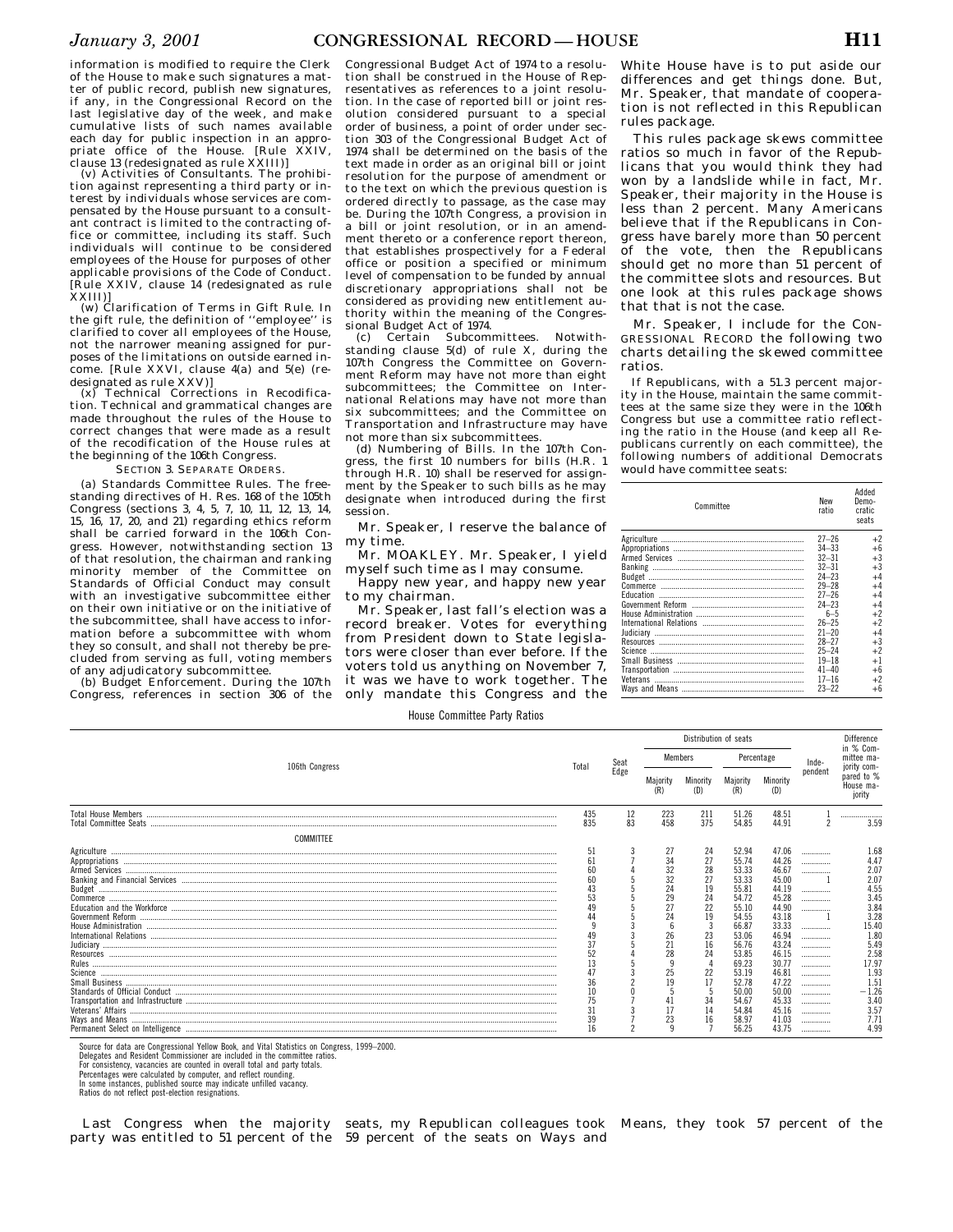information is modified to require the Clerk of the House to make such signatures a matter of public record, publish new signatures, if any, in the Congressional Record on the last legislative day of the week, and make cumulative lists of such names available each day for public inspection in an appropriate office of the House. [Rule XXIV, clause 13 (redesignated as rule XXIII)]

(v) Activities of Consultants. The prohibition against representing a third party or interest by individuals whose services are compensated by the House pursuant to a consultant contract is limited to the contracting office or committee, including its staff. Such individuals will continue to be considered employees of the House for purposes of other applicable provisions of the Code of Conduct. [Rule XXIV, clause 14 (redesignated as rule XXIII)]

(w) Clarification of Terms in Gift Rule. In the gift rule, the definition of ''employee'' is clarified to cover all employees of the House, not the narrower meaning assigned for purposes of the limitations on outside earned income. [Rule XXVI, clause 4(a) and 5(e) (redesignated as rule XXV)]

(x) Technical Corrections in Recodification. Technical and grammatical changes are made throughout the rules of the House to correct changes that were made as a result of the recodification of the House rules at the beginning of the 106th Congress.

SECTION 3. SEPARATE ORDERS.

(a) Standards Committee Rules. The free-standing directives of H. Res. 168 of the 105th Congress (sections 3, 4, 5, 7, 10, 11, 12, 13, 14, 15, 16, 17, 20, and 21) regarding ethics reform shall be carried forward in the 106th Congress. However, notwithstanding section 13 of that resolution, the chairman and ranking minority member of the Committee on Standards of Official Conduct may consult with an investigative subcommittee either on their own initiative or on the initiative of the subcommittee, shall have access to information before a subcommittee with whom they so consult, and shall not thereby be precluded from serving as full, voting members of any adjudicatory subcommittee.

(b) Budget Enforcement. During the 107th Congress, references in section 306 of the Congressional Budget Act of 1974 to a resolution shall be construed in the House of Representatives as references to a joint resolution. In the case of reported bill or joint resolution considered pursuant to a special order of business, a point of order under section 303 of the Congressional Budget Act of 1974 shall be determined on the basis of the text made in order as an original bill or joint resolution for the purpose of amendment or to the text on which the previous question is ordered directly to passage, as the case may be. During the 107th Congress, a provision in a bill or joint resolution, or in an amendment thereto or a conference report thereon, that establishes prospectively for a Federal office or position a specified or minimum level of compensation to be funded by annual discretionary appropriations shall not be considered as providing new entitlement authority within the meaning of the Congressional Budget Act of 1974.

(c) Certain Subcommittees. Notwithstanding clause 5(d) of rule X, during the 107th Congress the Committee on Government Reform may have not more than eight subcommittees; the Committee on International Relations may have not more than six subcommittees; and the Committee on Transportation and Infrastructure may have not more than six subcommittees.

(d) Numbering of Bills. In the 107th Congress, the first 10 numbers for bills (H.R. 1 through H.R. 10) shall be reserved for assignment by the Speaker to such bills as he may designate when introduced during the first session.

Mr. Speaker, I reserve the balance of my time.

Mr. MOAKLEY. Mr. Speaker, I yield myself such time as I may consume.

Happy new year, and happy new year to my chairman.

Mr. Speaker, last fall's election was a record breaker. Votes for everything from President down to State legislators were closer than ever before. If the voters told us anything on November 7, it was we have to work together. The only mandate this Congress and the White House have is to put aside our differences and get things done. But, Mr. Speaker, that mandate of cooperation is not reflected in this Republican rules package.

This rules package skews committee ratios so much in favor of the Republicans that you would think they had won by a landslide while in fact, Mr. Speaker, their majority in the House is less than 2 percent. Many Americans believe that if the Republicans in Congress have barely more than 50 percent of the vote, then the Republicans should get no more than 51 percent of the committee slots and resources. But one look at this rules package shows that that is not the case.

Mr. Speaker, I include for the CONGRESSIONAL RECORD the following two charts detailing the skewed committee ratios.

If Republicans, with a 51.3 percent majority in the House, maintain the same committees at the same size they were in the 106th Congress but use a committee ratio reflecting the ratio in the House (and keep all Republicans currently on each committee), the following numbers of additional Democrats would have committee seats:

| Committee | New ratio | Added Democratic seats |
|---|---|---|
| Agriculture | 27–26 | +2 |
| Appropriations | 34–33 | +6 |
| Armed Services | 32–31 | +3 |
| Banking | 32–31 | +3 |
| Budget | 24–23 | +4 |
| Commerce | 29–28 | +4 |
| Education | 27–26 | +4 |
| Government Reform | 24–23 | +4 |
| House Administration | 6–5 | +2 |
| International Relations | 26–25 | +2 |
| Judiciary | 21–20 | +4 |
| Resources | 28–27 | +3 |
| Science | 25–24 | +2 |
| Small Business | 19–18 | +1 |
| Transportation | 41–40 | +6 |
| Veterans | 17–16 | +2 |
| Ways and Means | 23–22 | +6 |

House Committee Party Ratios

| 106th Congress | Total | Seat Edge | Distribution of seats: Members, Majority (R) | Members, Minority (D) | Percentage, Majority (R) | Percentage, Minority (D) | Independent | Difference in % Committee majority compared to % House majority |
|---|---|---|---|---|---|---|---|---|
| Total House Members | 435 | 12 | 223 | 211 | 51.26 | 48.51 | 1 | ............ |
| Total Committee Seats | 835 | 83 | 458 | 375 | 54.85 | 44.91 | 2 | 3.59 |
| COMMITTEE | | | | | | | | |
| Agriculture | 51 | 3 | 27 | 24 | 52.94 | 47.06 | ............ | 1.68 |
| Appropriations | 61 | 7 | 34 | 27 | 55.74 | 44.26 | ............ | 4.47 |
| Armed Services | 60 | 4 | 32 | 28 | 53.33 | 46.67 | ............ | 2.07 |
| Banking and Financial Services | 60 | 5 | 32 | 27 | 53.33 | 45.00 | 1 | 2.07 |
| Budget | 43 | 5 | 24 | 19 | 55.81 | 44.19 | ............ | 4.55 |
| Commerce | 53 | 5 | 29 | 24 | 54.72 | 45.28 | ............ | 3.45 |
| Education and the Workforce | 49 | 5 | 27 | 22 | 55.10 | 44.90 | ............ | 3.84 |
| Government Reform | 44 | 5 | 24 | 19 | 54.55 | 43.18 | 1 | 3.28 |
| House Administration | 9 | 3 | 6 | 3 | 66.87 | 33.33 | ............ | 15.40 |
| International Relations | 49 | 3 | 26 | 23 | 53.06 | 46.94 | ............ | 1.80 |
| Judiciary | 37 | 5 | 21 | 16 | 56.76 | 43.24 | ............ | 5.49 |
| Resources | 52 | 4 | 28 | 24 | 53.85 | 46.15 | ............ | 2.58 |
| Rules | 13 | 5 | 9 | 4 | 69.23 | 30.77 | ............ | 17.97 |
| Science | 47 | 3 | 25 | 22 | 53.19 | 46.81 | ............ | 1.93 |
| Small Business | 36 | 2 | 19 | 17 | 52.78 | 47.22 | ............ | 1.51 |
| Standards of Official Conduct | 10 | 0 | 5 | 5 | 50.00 | 50.00 | ............ | −1.26 |
| Transportation and Infrastructure | 75 | 7 | 41 | 34 | 54.67 | 45.33 | ............ | 3.40 |
| Veterans' Affairs | 31 | 3 | 17 | 14 | 54.84 | 45.16 | ............ | 3.57 |
| Ways and Means | 39 | 7 | 23 | 16 | 58.97 | 41.03 | ............ | 7.71 |
| Permanent Select on Intelligence | 16 | 2 | 9 | 7 | 56.25 | 43.75 | ............ | 4.99 |

Source for data are Congressional Yellow Book, and Vital Statistics on Congress, 1999–2000.
Delegates and Resident Commissioner are included in the committee ratios.
For consistency, vacancies are counted in overall total and party totals.
Percentages were calculated by computer, and reflect rounding.
In some instances, published source may indicate unfilled vacancy.
Ratios do not reflect post-election resignations.

Last Congress when the majority party was entitled to 51 percent of the seats, my Republican colleagues took 59 percent of the seats on Ways and Means, they took 57 percent of the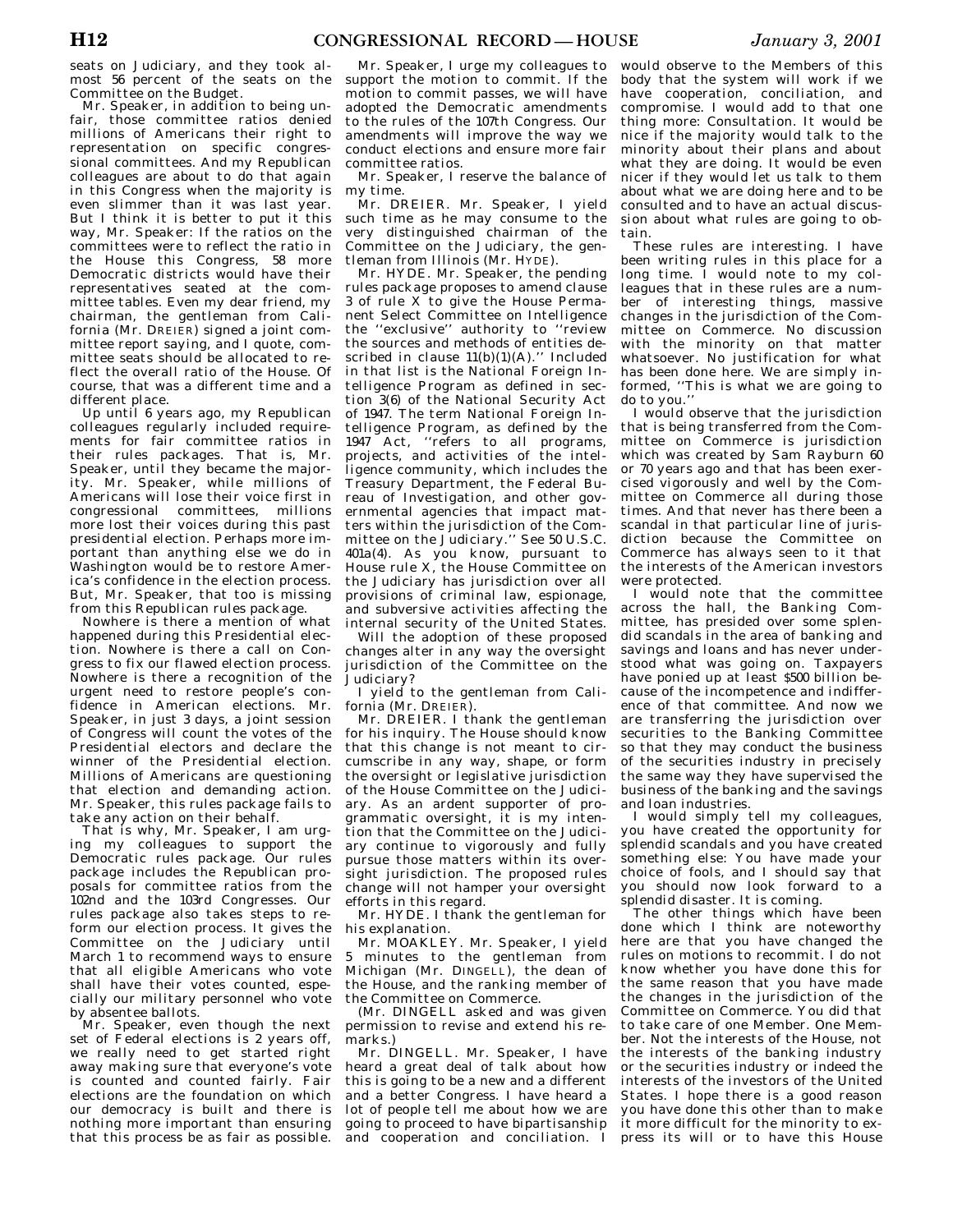seats on Judiciary, and they took almost 56 percent of the seats on the Committee on the Budget.

Mr. Speaker, in addition to being unfair, those committee ratios denied millions of Americans their right to representation on specific congressional committees. And my Republican colleagues are about to do that again in this Congress when the majority is even slimmer than it was last year. But I think it is better to put it this way, Mr. Speaker: If the ratios on the committees were to reflect the ratio in the House this Congress, 58 more Democratic districts would have their representatives seated at the committee tables. Even my dear friend, my chairman, the gentleman from California (Mr. DREIER) signed a joint committee report saying, and I quote, committee seats should be allocated to reflect the overall ratio of the House. Of course, that was a different time and a different place.

Up until 6 years ago, my Republican colleagues regularly included requirements for fair committee ratios in their rules packages. That is, Mr. Speaker, until they became the majority. Mr. Speaker, while millions of Americans will lose their voice first in congressional committees, millions more lost their voices during this past presidential election. Perhaps more important than anything else we do in Washington would be to restore America's confidence in the election process. But, Mr. Speaker, that too is missing from this Republican rules package.

Nowhere is there a mention of what happened during this Presidential election. Nowhere is there a call on Congress to fix our flawed election process. Nowhere is there a recognition of the urgent need to restore people's confidence in American elections. Mr. Speaker, in just 3 days, a joint session of Congress will count the votes of the Presidential electors and declare the winner of the Presidential election. Millions of Americans are questioning that election and demanding action. Mr. Speaker, this rules package fails to take any action on their behalf.

That is why, Mr. Speaker, I am urging my colleagues to support the Democratic rules package. Our rules package includes the Republican proposals for committee ratios from the 102nd and the 103rd Congresses. Our rules package also takes steps to reform our election process. It gives the Committee on the Judiciary until March 1 to recommend ways to ensure that all eligible Americans who vote shall have their votes counted, especially our military personnel who vote by absentee ballots.

Mr. Speaker, even though the next set of Federal elections is 2 years off, we really need to get started right away making sure that everyone's vote is counted and counted fairly. Fair elections are the foundation on which our democracy is built and there is nothing more important than ensuring that this process be as fair as possible.

Mr. Speaker, I urge my colleagues to support the motion to commit. If the motion to commit passes, we will have adopted the Democratic amendments to the rules of the 107th Congress. Our amendments will improve the way we conduct elections and ensure more fair committee ratios.

Mr. Speaker, I reserve the balance of my time.

Mr. DREIER. Mr. Speaker, I yield such time as he may consume to the very distinguished chairman of the Committee on the Judiciary, the gentleman from Illinois (Mr. HYDE).

Mr. HYDE. Mr. Speaker, the pending rules package proposes to amend clause 3 of rule X to give the House Permanent Select Committee on Intelligence the ''exclusive'' authority to ''review the sources and methods of entities described in clause 11(b)(1)(A).'' Included in that list is the National Foreign Intelligence Program as defined in section 3(6) of the National Security Act of 1947. The term National Foreign Intelligence Program, as defined by the 1947 Act, ''refers to all programs, projects, and activities of the intelligence community, which includes the Treasury Department, the Federal Bureau of Investigation, and other governmental agencies that impact matters within the jurisdiction of the Committee on the Judiciary.'' See 50 U.S.C. 401a(4). As you know, pursuant to House rule X, the House Committee on the Judiciary has jurisdiction over all provisions of criminal law, espionage, and subversive activities affecting the internal security of the United States.

Will the adoption of these proposed changes alter in any way the oversight jurisdiction of the Committee on the Judiciary?

I yield to the gentleman from California (Mr. DREIER).

Mr. DREIER. I thank the gentleman for his inquiry. The House should know that this change is not meant to circumscribe in any way, shape, or form the oversight or legislative jurisdiction of the House Committee on the Judiciary. As an ardent supporter of programmatic oversight, it is my intention that the Committee on the Judiciary continue to vigorously and fully pursue those matters within its oversight jurisdiction. The proposed rules change will not hamper your oversight efforts in this regard.

Mr. HYDE. I thank the gentleman for his explanation.

Mr. MOAKLEY. Mr. Speaker, I yield 5 minutes to the gentleman from Michigan (Mr. DINGELL), the dean of the House, and the ranking member of the Committee on Commerce.

(Mr. DINGELL asked and was given permission to revise and extend his remarks.)

Mr. DINGELL. Mr. Speaker, I have heard a great deal of talk about how this is going to be a new and a different and a better Congress. I have heard a lot of people tell me about how we are going to proceed to have bipartisanship and cooperation and conciliation. I would observe to the Members of this body that the system will work if we have cooperation, conciliation, and compromise. I would add to that one thing more: Consultation. It would be nice if the majority would talk to the minority about their plans and about what they are doing. It would be even nicer if they would let us talk to them about what we are doing here and to be consulted and to have an actual discussion about what rules are going to obtain.

These rules are interesting. I have been writing rules in this place for a long time. I would note to my colleagues that in these rules are a number of interesting things, massive changes in the jurisdiction of the Committee on Commerce. No discussion with the minority on that matter whatsoever. No justification for what has been done here. We are simply informed, ''This is what we are going to do to you.''

I would observe that the jurisdiction that is being transferred from the Committee on Commerce is jurisdiction which was created by Sam Rayburn 60 or 70 years ago and that has been exercised vigorously and well by the Committee on Commerce all during those times. And that never has there been a scandal in that particular line of jurisdiction because the Committee on Commerce has always seen to it that the interests of the American investors were protected.

I would note that the committee across the hall, the Banking Committee, has presided over some splendid scandals in the area of banking and savings and loans and has never understood what was going on. Taxpayers have ponied up at least $500 billion because of the incompetence and indifference of that committee. And now we are transferring the jurisdiction over securities to the Banking Committee so that they may conduct the business of the securities industry in precisely the same way they have supervised the business of the banking and the savings and loan industries.

I would simply tell my colleagues, you have created the opportunity for splendid scandals and you have created something else: You have made your choice of fools, and I should say that you should now look forward to a splendid disaster. It is coming.

The other things which have been done which I think are noteworthy here are that you have changed the rules on motions to recommit. I do not know whether you have done this for the same reason that you have made the changes in the jurisdiction of the Committee on Commerce. You did that to take care of one Member. One Member. Not the interests of the House, not the interests of the banking industry or the securities industry or indeed the interests of the investors of the United States. I hope there is a good reason you have done this other than to make it more difficult for the minority to express its will or to have this House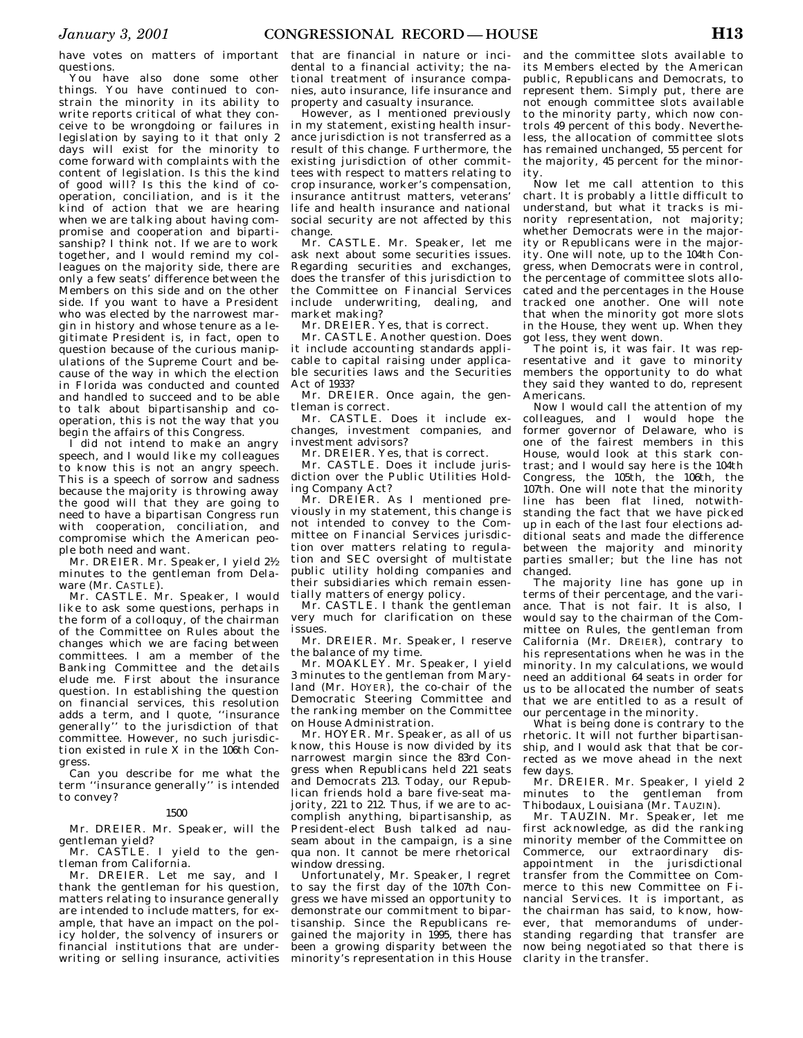have votes on matters of important questions.

You have also done some other things. You have continued to constrain the minority in its ability to write reports critical of what they conceive to be wrongdoing or failures in legislation by saying to it that only 2 days will exist for the minority to come forward with complaints with the content of legislation. Is this the kind of good will? Is this the kind of cooperation, conciliation, and is it the kind of action that we are hearing when we are talking about having compromise and cooperation and bipartisanship? I think not. If we are to work together, and I would remind my colleagues on the majority side, there are only a few seats' difference between the Members on this side and on the other side. If you want to have a President who was elected by the narrowest margin in history and whose tenure as a legitimate President is, in fact, open to question because of the curious manipulations of the Supreme Court and because of the way in which the election in Florida was conducted and counted and handled to succeed and to be able to talk about bipartisanship and cooperation, this is not the way that you begin the affairs of this Congress.

I did not intend to make an angry speech, and I would like my colleagues to know this is not an angry speech. This is a speech of sorrow and sadness because the majority is throwing away the good will that they are going to need to have a bipartisan Congress run with cooperation, conciliation, and compromise which the American people both need and want.

Mr. DREIER. Mr. Speaker, I yield 2½ minutes to the gentleman from Delaware (Mr. CASTLE).

Mr. CASTLE. Mr. Speaker, I would like to ask some questions, perhaps in the form of a colloquy, of the chairman of the Committee on Rules about the changes which we are facing between committees. I am a member of the Banking Committee and the details elude me. First about the insurance question. In establishing the question on financial services, this resolution adds a term, and I quote, ''insurance generally'' to the jurisdiction of that committee. However, no such jurisdiction existed in rule X in the 106th Congress.

Can you describe for me what the term ''insurance generally'' is intended to convey?

1500

Mr. DREIER. Mr. Speaker, will the gentleman yield?

Mr. CASTLE. I yield to the gentleman from California.

Mr. DREIER. Let me say, and I thank the gentleman for his question, matters relating to insurance generally are intended to include matters, for example, that have an impact on the policy holder, the solvency of insurers or financial institutions that are underwriting or selling insurance, activities that are financial in nature or incidental to a financial activity; the national treatment of insurance companies, auto insurance, life insurance and property and casualty insurance.

However, as I mentioned previously in my statement, existing health insurance jurisdiction is not transferred as a result of this change. Furthermore, the existing jurisdiction of other committees with respect to matters relating to crop insurance, worker's compensation, insurance antitrust matters, veterans' life and health insurance and national social security are not affected by this change.

Mr. CASTLE. Mr. Speaker, let me ask next about some securities issues. Regarding securities and exchanges, does the transfer of this jurisdiction to the Committee on Financial Services include underwriting, dealing, and market making?

Mr. DREIER. Yes, that is correct.

Mr. CASTLE. Another question. Does it include accounting standards applicable to capital raising under applicable securities laws and the Securities Act of 1933?

Mr. DREIER. Once again, the gentleman is correct.

Mr. CASTLE. Does it include exchanges, investment companies, and investment advisors?

Mr. DREIER. Yes, that is correct.

Mr. CASTLE. Does it include jurisdiction over the Public Utilities Holding Company Act?

Mr. DREIER. As I mentioned previously in my statement, this change is not intended to convey to the Committee on Financial Services jurisdiction over matters relating to regulation and SEC oversight of multistate public utility holding companies and their subsidiaries which remain essentially matters of energy policy.

Mr. CASTLE. I thank the gentleman very much for clarification on these issues.

Mr. DREIER. Mr. Speaker, I reserve the balance of my time.

Mr. MOAKLEY. Mr. Speaker, I yield 3 minutes to the gentleman from Maryland (Mr. HOYER), the co-chair of the Democratic Steering Committee and the ranking member on the Committee on House Administration.

Mr. HOYER. Mr. Speaker, as all of us know, this House is now divided by its narrowest margin since the 83rd Congress when Republicans held 221 seats and Democrats 213. Today, our Republican friends hold a bare five-seat majority, 221 to 212. Thus, if we are to accomplish anything, bipartisanship, as President-elect Bush talked ad nauseam about in the campaign, is a sine qua non. It cannot be mere rhetorical window dressing.

Unfortunately, Mr. Speaker, I regret to say the first day of the 107th Congress we have missed an opportunity to demonstrate our commitment to bipartisanship. Since the Republicans regained the majority in 1995, there has been a growing disparity between the minority's representation in this House and the committee slots available to its Members elected by the American public, Republicans and Democrats, to represent them. Simply put, there are not enough committee slots available to the minority party, which now controls 49 percent of this body. Nevertheless, the allocation of committee slots has remained unchanged, 55 percent for the majority, 45 percent for the minority.

Now let me call attention to this chart. It is probably a little difficult to understand, but what it tracks is minority representation, not majority; whether Democrats were in the majority or Republicans were in the majority. One will note, up to the 104th Congress, when Democrats were in control, the percentage of committee slots allocated and the percentages in the House tracked one another. One will note that when the minority got more slots in the House, they went up. When they got less, they went down.

The point is, it was fair. It was representative and it gave to minority members the opportunity to do what they said they wanted to do, represent Americans.

Now I would call the attention of my colleagues, and I would hope the former governor of Delaware, who is one of the fairest members in this House, would look at this stark contrast; and I would say here is the 104th Congress, the 105th, the 106th, the 107th. One will note that the minority line has been flat lined, notwithstanding the fact that we have picked up in each of the last four elections additional seats and made the difference between the majority and minority parties smaller; but the line has not changed.

The majority line has gone up in terms of their percentage, and the variance. That is not fair. It is also, I would say to the chairman of the Committee on Rules, the gentleman from California (Mr. DREIER), contrary to his representations when he was in the minority. In my calculations, we would need an additional 64 seats in order for us to be allocated the number of seats that we are entitled to as a result of our percentage in the minority.

What is being done is contrary to the rhetoric. It will not further bipartisanship, and I would ask that that be corrected as we move ahead in the next few days.

Mr. DREIER. Mr. Speaker, I yield 2 minutes to the gentleman from Thibodaux, Louisiana (Mr. TAUZIN).

Mr. TAUZIN. Mr. Speaker, let me first acknowledge, as did the ranking minority member of the Committee on Commerce, our extraordinary disappointment in the jurisdictional transfer from the Committee on Commerce to this new Committee on Financial Services. It is important, as the chairman has said, to know, however, that memorandums of understanding regarding that transfer are now being negotiated so that there is clarity in the transfer.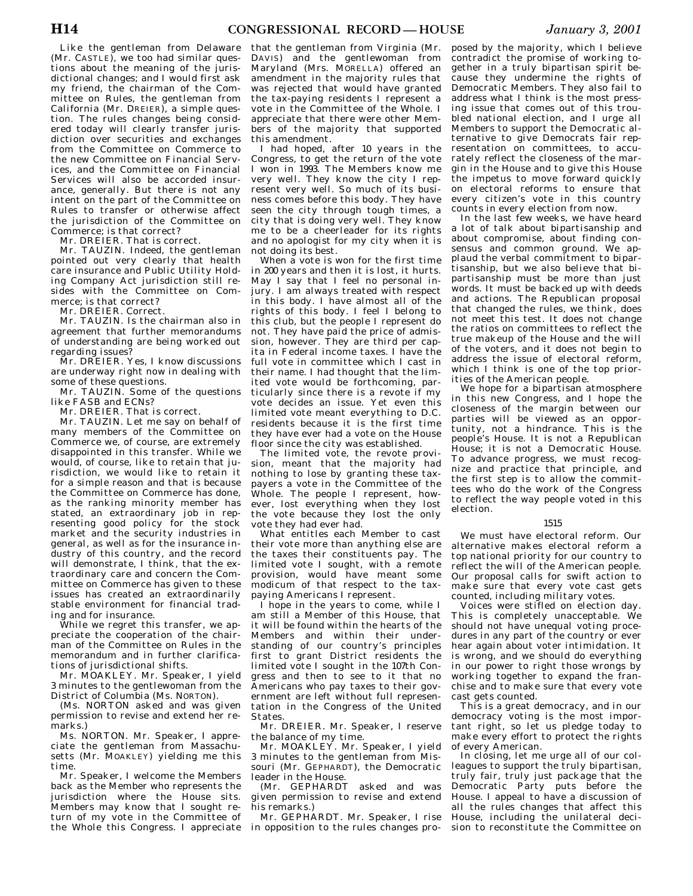Like the gentleman from Delaware (Mr. CASTLE), we too had similar questions about the meaning of the jurisdictional changes; and I would first ask my friend, the chairman of the Committee on Rules, the gentleman from California (Mr. DREIER), a simple question. The rules changes being considered today will clearly transfer jurisdiction over securities and exchanges from the Committee on Commerce to the new Committee on Financial Services, and the Committee on Financial Services will also be accorded insurance, generally. But there is not any intent on the part of the Committee on Rules to transfer or otherwise affect the jurisdiction of the Committee on Commerce; is that correct?

Mr. DREIER. That is correct.

Mr. TAUZIN. Indeed, the gentleman pointed out very clearly that health care insurance and Public Utility Holding Company Act jurisdiction still resides with the Committee on Commerce; is that correct?

Mr. DREIER. Correct.

Mr. TAUZIN. Is the chairman also in agreement that further memorandums of understanding are being worked out regarding issues?

Mr. DREIER. Yes, I know discussions are underway right now in dealing with some of these questions.

Mr. TAUZIN. Some of the questions like FASB and ECNs?

Mr. DREIER. That is correct.

Mr. TAUZIN. Let me say on behalf of many members of the Committee on Commerce we, of course, are extremely disappointed in this transfer. While we would, of course, like to retain that jurisdiction, we would like to retain it for a simple reason and that is because the Committee on Commerce has done, as the ranking minority member has stated, an extraordinary job in representing good policy for the stock market and the security industries in general, as well as for the insurance industry of this country, and the record will demonstrate, I think, that the extraordinary care and concern the Committee on Commerce has given to these issues has created an extraordinarily stable environment for financial trading and for insurance.

While we regret this transfer, we appreciate the cooperation of the chairman of the Committee on Rules in the memorandum and in further clarifications of jurisdictional shifts.

Mr. MOAKLEY. Mr. Speaker, I yield 3 minutes to the gentlewoman from the District of Columbia (Ms. NORTON).

(Ms. NORTON asked and was given permission to revise and extend her remarks.)

Ms. NORTON. Mr. Speaker, I appreciate the gentleman from Massachusetts (Mr. MOAKLEY) yielding me this time.

Mr. Speaker, I welcome the Members back as the Member who represents the jurisdiction where the House sits. Members may know that I sought return of my vote in the Committee of the Whole this Congress. I appreciate that the gentleman from Virginia (Mr. DAVIS) and the gentlewoman from Maryland (Mrs. MORELLA) offered an amendment in the majority rules that was rejected that would have granted the tax-paying residents I represent a vote in the Committee of the Whole. I appreciate that there were other Members of the majority that supported this amendment.

I had hoped, after 10 years in the Congress, to get the return of the vote I won in 1993. The Members know me very well. They know the city I represent very well. So much of its business comes before this body. They have seen the city through tough times, a city that is doing very well. They know me to be a cheerleader for its rights and no apologist for my city when it is not doing its best.

When a vote is won for the first time in 200 years and then it is lost, it hurts. May I say that I feel no personal injury. I am always treated with respect in this body. I have almost all of the rights of this body. I feel I belong to this club, but the people I represent do not. They have paid the price of admission, however. They are third per capita in Federal income taxes. I have the full vote in committee which I cast in their name. I had thought that the limited vote would be forthcoming, particularly since there is a revote if my vote decides an issue. Yet even this limited vote meant everything to D.C. residents because it is the first time they have ever had a vote on the House floor since the city was established.

The limited vote, the revote provision, meant that the majority had nothing to lose by granting these taxpayers a vote in the Committee of the Whole. The people I represent, however, lost everything when they lost the vote because they lost the only vote they had ever had.

What entitles each Member to cast their vote more than anything else are the taxes their constituents pay. The limited vote I sought, with a remote provision, would have meant some modicum of that respect to the taxpaying Americans I represent.

I hope in the years to come, while I am still a Member of this House, that it will be found within the hearts of the Members and within their understanding of our country's principles first to grant District residents the limited vote I sought in the 107th Congress and then to see to it that no Americans who pay taxes to their government are left without full representation in the Congress of the United States.

Mr. DREIER. Mr. Speaker, I reserve the balance of my time.

Mr. MOAKLEY. Mr. Speaker, I yield 3 minutes to the gentleman from Missouri (Mr. GEPHARDT), the Democratic leader in the House.

(Mr. GEPHARDT asked and was given permission to revise and extend his remarks.)

Mr. GEPHARDT. Mr. Speaker, I rise in opposition to the rules changes proposed by the majority, which I believe contradict the promise of working together in a truly bipartisan spirit because they undermine the rights of Democratic Members. They also fail to address what I think is the most pressing issue that comes out of this troubled national election, and I urge all Members to support the Democratic alternative to give Democrats fair representation on committees, to accurately reflect the closeness of the margin in the House and to give this House the impetus to move forward quickly on electoral reforms to ensure that every citizen's vote in this country counts in every election from now.

In the last few weeks, we have heard a lot of talk about bipartisanship and about compromise, about finding consensus and common ground. We applaud the verbal commitment to bipartisanship, but we also believe that bipartisanship must be more than just words. It must be backed up with deeds and actions. The Republican proposal that changed the rules, we think, does not meet this test. It does not change the ratios on committees to reflect the true makeup of the House and the will of the voters, and it does not begin to address the issue of electoral reform, which I think is one of the top priorities of the American people.

We hope for a bipartisan atmosphere in this new Congress, and I hope the closeness of the margin between our parties will be viewed as an opportunity, not a hindrance. This is the people's House. It is not a Republican House; it is not a Democratic House. To advance progress, we must recognize and practice that principle, and the first step is to allow the committees who do the work of the Congress to reflect the way people voted in this election.

1515

We must have electoral reform. Our alternative makes electoral reform a top national priority for our country to reflect the will of the American people. Our proposal calls for swift action to make sure that every vote cast gets counted, including military votes.

Voices were stifled on election day. This is completely unacceptable. We should not have unequal voting procedures in any part of the country or ever hear again about voter intimidation. It is wrong, and we should do everything in our power to right those wrongs by working together to expand the franchise and to make sure that every vote cast gets counted.

This is a great democracy, and in our democracy voting is the most important right, so let us pledge today to make every effort to protect the rights of every American.

In closing, let me urge all of our colleagues to support the truly bipartisan, truly fair, truly just package that the Democratic Party puts before the House. I appeal to have a discussion of all the rules changes that affect this House, including the unilateral decision to reconstitute the Committee on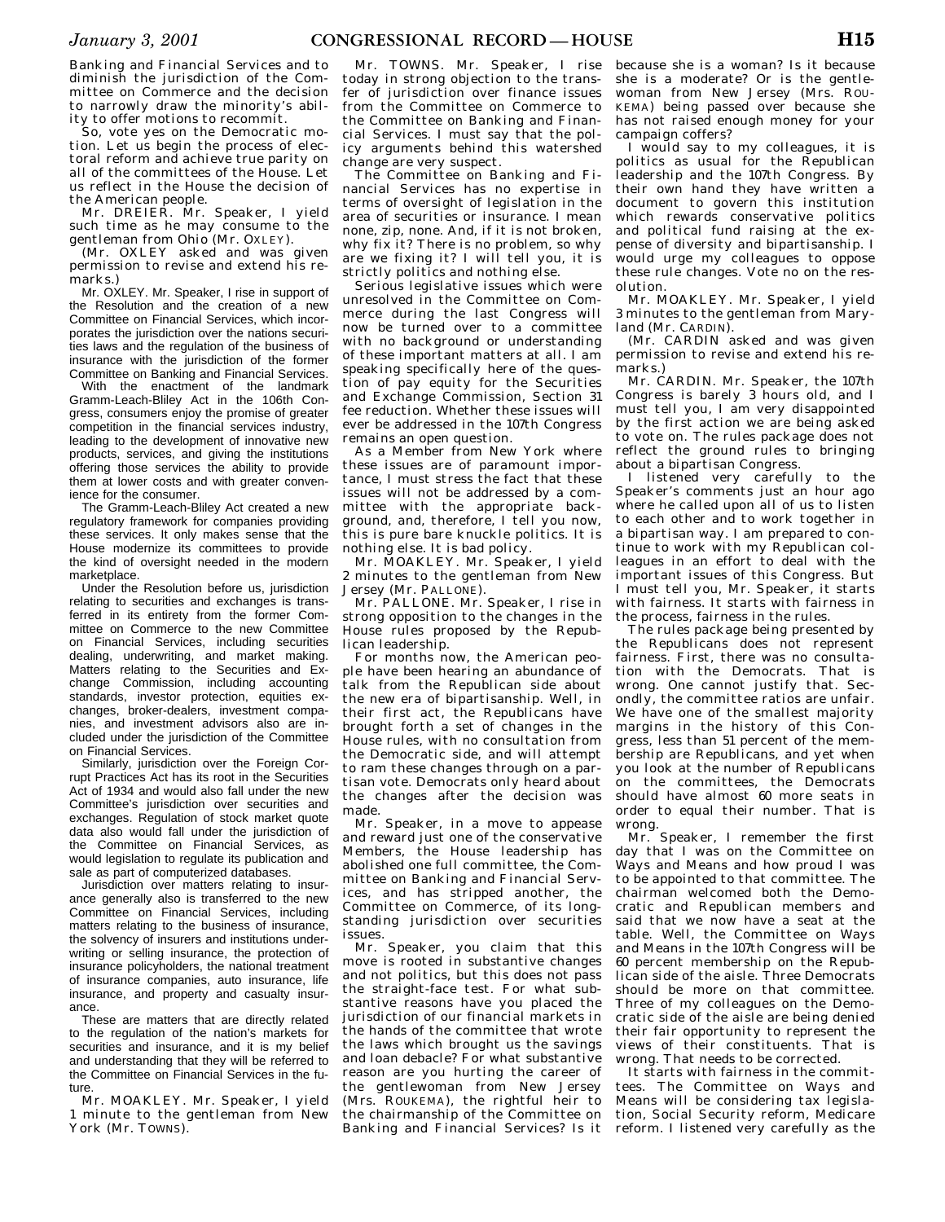Banking and Financial Services and to diminish the jurisdiction of the Committee on Commerce and the decision to narrowly draw the minority's ability to offer motions to recommit.

So, vote yes on the Democratic motion. Let us begin the process of electoral reform and achieve true parity on all of the committees of the House. Let us reflect in the House the decision of the American people.

Mr. DREIER. Mr. Speaker, I yield such time as he may consume to the gentleman from Ohio (Mr. OXLEY).

(Mr. OXLEY asked and was given permission to revise and extend his remarks.)

Mr. OXLEY. Mr. Speaker, I rise in support of the Resolution and the creation of a new Committee on Financial Services, which incorporates the jurisdiction over the nations securities laws and the regulation of the business of insurance with the jurisdiction of the former Committee on Banking and Financial Services.

With the enactment of the landmark Gramm-Leach-Bliley Act in the 106th Congress, consumers enjoy the promise of greater competition in the financial services industry, leading to the development of innovative new products, services, and giving the institutions offering those services the ability to provide them at lower costs and with greater convenience for the consumer.

The Gramm-Leach-Bliley Act created a new regulatory framework for companies providing these services. It only makes sense that the House modernize its committees to provide the kind of oversight needed in the modern marketplace.

Under the Resolution before us, jurisdiction relating to securities and exchanges is transferred in its entirety from the former Committee on Commerce to the new Committee on Financial Services, including securities dealing, underwriting, and market making. Matters relating to the Securities and Exchange Commission, including accounting standards, investor protection, equities exchanges, broker-dealers, investment companies, and investment advisors also are included under the jurisdiction of the Committee on Financial Services.

Similarly, jurisdiction over the Foreign Corrupt Practices Act has its root in the Securities Act of 1934 and would also fall under the new Committee's jurisdiction over securities and exchanges. Regulation of stock market quote data also would fall under the jurisdiction of the Committee on Financial Services, as would legislation to regulate its publication and sale as part of computerized databases.

Jurisdiction over matters relating to insurance generally also is transferred to the new Committee on Financial Services, including matters relating to the business of insurance, the solvency of insurers and institutions underwriting or selling insurance, the protection of insurance policyholders, the national treatment of insurance companies, auto insurance, life insurance, and property and casualty insurance.

These are matters that are directly related to the regulation of the nation's markets for securities and insurance, and it is my belief and understanding that they will be referred to the Committee on Financial Services in the future.

Mr. MOAKLEY. Mr. Speaker, I yield 1 minute to the gentleman from New York (Mr. TOWNS).

Mr. TOWNS. Mr. Speaker, I rise today in strong objection to the transfer of jurisdiction over finance issues from the Committee on Commerce to the Committee on Banking and Financial Services. I must say that the policy arguments behind this watershed change are very suspect.

The Committee on Banking and Financial Services has no expertise in terms of oversight of legislation in the area of securities or insurance. I mean none, zip, none. And, if it is not broken, why fix it? There is no problem, so why are we fixing it? I will tell you, it is strictly politics and nothing else.

Serious legislative issues which were unresolved in the Committee on Commerce during the last Congress will now be turned over to a committee with no background or understanding of these important matters at all. I am speaking specifically here of the question of pay equity for the Securities and Exchange Commission, Section 31 fee reduction. Whether these issues will ever be addressed in the 107th Congress remains an open question.

As a Member from New York where these issues are of paramount importance, I must stress the fact that these issues will not be addressed by a committee with the appropriate background, and, therefore, I tell you now, this is pure bare knuckle politics. It is nothing else. It is bad policy.

Mr. MOAKLEY. Mr. Speaker, I yield 2 minutes to the gentleman from New Jersey (Mr. PALLONE).

Mr. PALLONE. Mr. Speaker, I rise in strong opposition to the changes in the House rules proposed by the Republican leadership.

For months now, the American people have been hearing an abundance of talk from the Republican side about the new era of bipartisanship. Well, in their first act, the Republicans have brought forth a set of changes in the House rules, with no consultation from the Democratic side, and will attempt to ram these changes through on a partisan vote. Democrats only heard about the changes after the decision was made.

Mr. Speaker, in a move to appease and reward just one of the conservative Members, the House leadership has abolished one full committee, the Committee on Banking and Financial Services, and has stripped another, the Committee on Commerce, of its longstanding jurisdiction over securities issues.

Mr. Speaker, you claim that this move is rooted in substantive changes and not politics, but this does not pass the straight-face test. For what substantive reasons have you placed the jurisdiction of our financial markets in the hands of the committee that wrote the laws which brought us the savings and loan debacle? For what substantive reason are you hurting the career of the gentlewoman from New Jersey (Mrs. ROUKEMA), the rightful heir to the chairmanship of the Committee on Banking and Financial Services? Is it because she is a woman? Is it because she is a moderate? Or is the gentlewoman from New Jersey (Mrs. ROUKEMA) being passed over because she has not raised enough money for your campaign coffers?

I would say to my colleagues, it is politics as usual for the Republican leadership and the 107th Congress. By their own hand they have written a document to govern this institution which rewards conservative politics and political fund raising at the expense of diversity and bipartisanship. I would urge my colleagues to oppose these rule changes. Vote no on the resolution.

Mr. MOAKLEY. Mr. Speaker, I yield 3 minutes to the gentleman from Maryland (Mr. CARDIN).

(Mr. CARDIN asked and was given permission to revise and extend his remarks.)

Mr. CARDIN. Mr. Speaker, the 107th Congress is barely 3 hours old, and I must tell you, I am very disappointed by the first action we are being asked to vote on. The rules package does not reflect the ground rules to bringing about a bipartisan Congress.

I listened very carefully to the Speaker's comments just an hour ago where he called upon all of us to listen to each other and to work together in a bipartisan way. I am prepared to continue to work with my Republican colleagues in an effort to deal with the important issues of this Congress. But I must tell you, Mr. Speaker, it starts with fairness. It starts with fairness in the process, fairness in the rules.

The rules package being presented by the Republicans does not represent fairness. First, there was no consultation with the Democrats. That is wrong. One cannot justify that. Secondly, the committee ratios are unfair. We have one of the smallest majority margins in the history of this Congress, less than 51 percent of the membership are Republicans, and yet when you look at the number of Republicans on the committees, the Democrats should have almost 60 more seats in order to equal their number. That is wrong.

Mr. Speaker, I remember the first day that I was on the Committee on Ways and Means and how proud I was to be appointed to that committee. The chairman welcomed both the Democratic and Republican members and said that we now have a seat at the table. Well, the Committee on Ways and Means in the 107th Congress will be 60 percent membership on the Republican side of the aisle. Three Democrats should be more on that committee. Three of my colleagues on the Democratic side of the aisle are being denied their fair opportunity to represent the views of their constituents. That is wrong. That needs to be corrected.

It starts with fairness in the committees. The Committee on Ways and Means will be considering tax legislation, Social Security reform, Medicare reform. I listened very carefully as the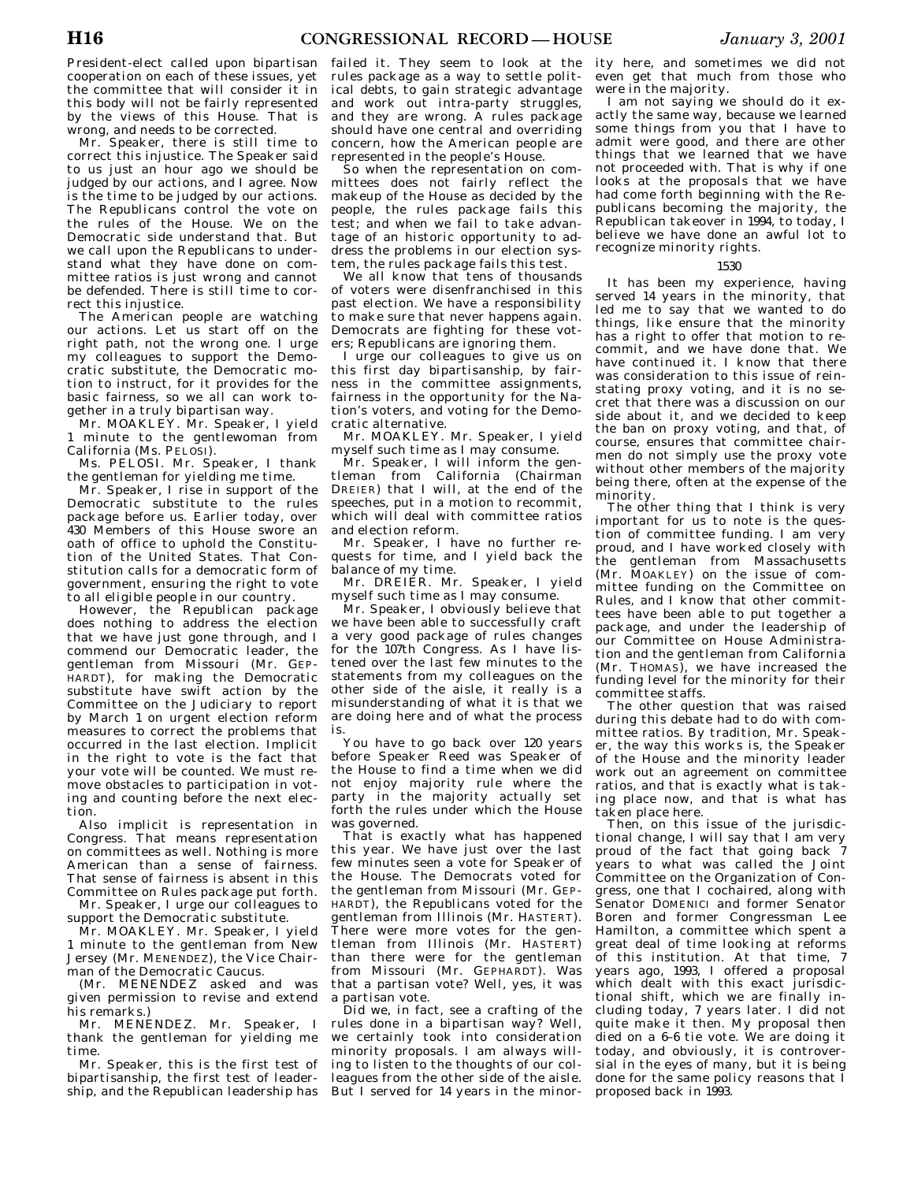President-elect called upon bipartisan cooperation on each of these issues, yet the committee that will consider it in this body will not be fairly represented by the views of this House. That is wrong, and needs to be corrected.

Mr. Speaker, there is still time to correct this injustice. The Speaker said to us just an hour ago we should be judged by our actions, and I agree. Now is the time to be judged by our actions. The Republicans control the vote on the rules of the House. We on the Democratic side understand that. But we call upon the Republicans to understand what they have done on committee ratios is just wrong and cannot be defended. There is still time to correct this injustice.

The American people are watching our actions. Let us start off on the right path, not the wrong one. I urge my colleagues to support the Democratic substitute, the Democratic motion to instruct, for it provides for the basic fairness, so we all can work together in a truly bipartisan way.

Mr. MOAKLEY. Mr. Speaker, I yield 1 minute to the gentlewoman from California (Ms. PELOSI).

Ms. PELOSI. Mr. Speaker, I thank the gentleman for yielding me time.

Mr. Speaker, I rise in support of the Democratic substitute to the rules package before us. Earlier today, over 430 Members of this House swore an oath of office to uphold the Constitution of the United States. That Constitution calls for a democratic form of government, ensuring the right to vote to all eligible people in our country.

However, the Republican package does nothing to address the election that we have just gone through, and I commend our Democratic leader, the gentleman from Missouri (Mr. GEPHARDT), for making the Democratic substitute have swift action by the Committee on the Judiciary to report by March 1 on urgent election reform measures to correct the problems that occurred in the last election. Implicit in the right to vote is the fact that your vote will be counted. We must remove obstacles to participation in voting and counting before the next election.

Also implicit is representation in Congress. That means representation on committees as well. Nothing is more American than a sense of fairness. That sense of fairness is absent in this Committee on Rules package put forth.

Mr. Speaker, I urge our colleagues to support the Democratic substitute.

Mr. MOAKLEY. Mr. Speaker, I yield 1 minute to the gentleman from New Jersey (Mr. MENENDEZ), the Vice Chairman of the Democratic Caucus.

(Mr. MENENDEZ asked and was given permission to revise and extend his remarks.)

Mr. MENENDEZ. Mr. Speaker, I thank the gentleman for yielding me time.

Mr. Speaker, this is the first test of bipartisanship, the first test of leadership, and the Republican leadership has failed it. They seem to look at the rules package as a way to settle political debts, to gain strategic advantage and work out intra-party struggles, and they are wrong. A rules package should have one central and overriding concern, how the American people are represented in the people's House.

So when the representation on committees does not fairly reflect the makeup of the House as decided by the people, the rules package fails this test; and when we fail to take advantage of an historic opportunity to address the problems in our election system, the rules package fails this test.

We all know that tens of thousands of voters were disenfranchised in this past election. We have a responsibility to make sure that never happens again. Democrats are fighting for these voters; Republicans are ignoring them.

I urge our colleagues to give us on this first day bipartisanship, by fairness in the committee assignments, fairness in the opportunity for the Nation's voters, and voting for the Democratic alternative.

Mr. MOAKLEY. Mr. Speaker, I yield myself such time as I may consume.

Mr. Speaker, I will inform the gentleman from California (Chairman DREIER) that I will, at the end of the speeches, put in a motion to recommit, which will deal with committee ratios and election reform.

Mr. Speaker, I have no further requests for time, and I yield back the balance of my time.

Mr. DREIER. Mr. Speaker, I yield myself such time as I may consume.

Mr. Speaker, I obviously believe that we have been able to successfully craft a very good package of rules changes for the 107th Congress. As I have listened over the last few minutes to the statements from my colleagues on the other side of the aisle, it really is a misunderstanding of what it is that we are doing here and of what the process is.

You have to go back over 120 years before Speaker Reed was Speaker of the House to find a time when we did not enjoy majority rule where the party in the majority actually set forth the rules under which the House was governed.

That is exactly what has happened this year. We have just over the last few minutes seen a vote for Speaker of the House. The Democrats voted for the gentleman from Missouri (Mr. GEPHARDT), the Republicans voted for the gentleman from Illinois (Mr. HASTERT). There were more votes for the gentleman from Illinois (Mr. HASTERT) than there were for the gentleman from Missouri (Mr. GEPHARDT). Was that a partisan vote? Well, yes, it was a partisan vote.

Did we, in fact, see a crafting of the rules done in a bipartisan way? Well, we certainly took into consideration minority proposals. I am always willing to listen to the thoughts of our colleagues from the other side of the aisle. But I served for 14 years in the minority here, and sometimes we did not even get that much from those who were in the majority.

I am not saying we should do it exactly the same way, because we learned some things from you that I have to admit were good, and there are other things that we learned that we have not proceeded with. That is why if one looks at the proposals that we have had come forth beginning with the Republicans becoming the majority, the Republican takeover in 1994, to today, I believe we have done an awful lot to recognize minority rights.

1530

It has been my experience, having served 14 years in the minority, that led me to say that we wanted to do things, like ensure that the minority has a right to offer that motion to recommit, and we have done that. We have continued it. I know that there was consideration to this issue of reinstating proxy voting, and it is no secret that there was a discussion on our side about it, and we decided to keep the ban on proxy voting, and that, of course, ensures that committee chairmen do not simply use the proxy vote without other members of the majority being there, often at the expense of the minority.

The other thing that I think is very important for us to note is the question of committee funding. I am very proud, and I have worked closely with the gentleman from Massachusetts (Mr. MOAKLEY) on the issue of committee funding on the Committee on Rules, and I know that other committees have been able to put together a package, and under the leadership of our Committee on House Administration and the gentleman from California (Mr. THOMAS), we have increased the funding level for the minority for their committee staffs.

The other question that was raised during this debate had to do with committee ratios. By tradition, Mr. Speaker, the way this works is, the Speaker of the House and the minority leader work out an agreement on committee ratios, and that is exactly what is taking place now, and that is what has taken place here.

Then, on this issue of the jurisdictional change, I will say that I am very proud of the fact that going back 7 years to what was called the Joint Committee on the Organization of Congress, one that I cochaired, along with Senator DOMENICI and former Senator Boren and former Congressman Lee Hamilton, a committee which spent a great deal of time looking at reforms of this institution. At that time, 7 years ago, 1993, I offered a proposal which dealt with this exact jurisdictional shift, which we are finally including today, 7 years later. I did not quite make it then. My proposal then died on a 6–6 tie vote. We are doing it today, and obviously, it is controversial in the eyes of many, but it is being done for the same policy reasons that I proposed back in 1993.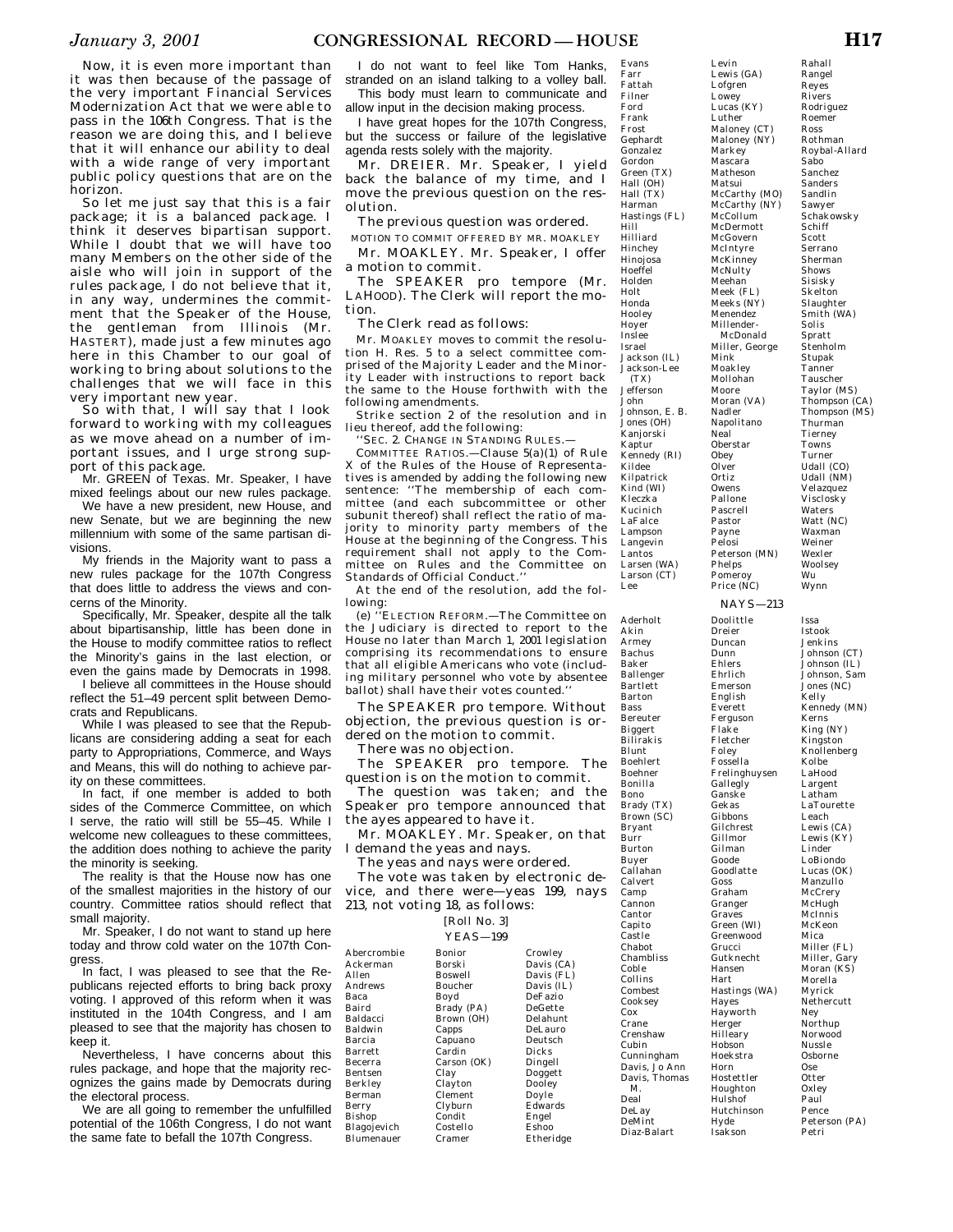Now, it is even more important than it was then because of the passage of the very important Financial Services Modernization Act that we were able to pass in the 106th Congress. That is the reason we are doing this, and I believe that it will enhance our ability to deal with a wide range of very important public policy questions that are on the horizon.

So let me just say that this is a fair package; it is a balanced package. I think it deserves bipartisan support. While I doubt that we will have too many Members on the other side of the aisle who will join in support of the rules package, I do not believe that it, in any way, undermines the commitment that the Speaker of the House, the gentleman from Illinois (Mr. HASTERT), made just a few minutes ago here in this Chamber to our goal of working to bring about solutions to the challenges that we will face in this very important new year.

So with that, I will say that I look forward to working with my colleagues as we move ahead on a number of important issues, and I urge strong support of this package.

Mr. GREEN of Texas. Mr. Speaker, I have mixed feelings about our new rules package.

We have a new president, new House, and new Senate, but we are beginning the new millennium with some of the same partisan divisions.

My friends in the Majority want to pass a new rules package for the 107th Congress that does little to address the views and concerns of the Minority.

Specifically, Mr. Speaker, despite all the talk about bipartisanship, little has been done in the House to modify committee ratios to reflect the Minority's gains in the last election, or even the gains made by Democrats in 1998.

I believe all committees in the House should reflect the 51–49 percent split between Democrats and Republicans.

While I was pleased to see that the Republicans are considering adding a seat for each party to Appropriations, Commerce, and Ways and Means, this will do nothing to achieve parity on these committees.

In fact, if one member is added to both sides of the Commerce Committee, on which I serve, the ratio will still be 55–45. While I welcome new colleagues to these committees, the addition does nothing to achieve the parity the minority is seeking.

The reality is that the House now has one of the smallest majorities in the history of our country. Committee ratios should reflect that small majority.

Mr. Speaker, I do not want to stand up here today and throw cold water on the 107th Congress.

In fact, I was pleased to see that the Republicans rejected efforts to bring back proxy voting. I approved of this reform when it was instituted in the 104th Congress, and I am pleased to see that the majority has chosen to keep it.

Nevertheless, I have concerns about this rules package, and hope that the majority recognizes the gains made by Democrats during the electoral process.

We are all going to remember the unfulfilled potential of the 106th Congress, I do not want the same fate to befall the 107th Congress.

I do not want to feel like Tom Hanks, stranded on an island talking to a volley ball.

This body must learn to communicate and allow input in the decision making process.

I have great hopes for the 107th Congress, but the success or failure of the legislative agenda rests solely with the majority.

Mr. DREIER. Mr. Speaker, I yield back the balance of my time, and I move the previous question on the resolution.

The previous question was ordered.

MOTION TO COMMIT OFFERED BY MR. MOAKLEY

Mr. MOAKLEY. Mr. Speaker, I offer a motion to commit.

The SPEAKER pro tempore (Mr. LAHOOD). The Clerk will report the motion.

The Clerk read as follows:

Mr. MOAKLEY moves to commit the resolution H. Res. 5 to a select committee comprised of the Majority Leader and the Minority Leader with instructions to report back the same to the House forthwith with the following amendments.

Strike section 2 of the resolution and in lieu thereof, add the following:

''SEC. 2. CHANGE IN STANDING RULES.—

COMMITTEE RATIOS.—Clause 5(a)(1) of Rule X of the Rules of the House of Representatives is amended by adding the following new sentence: ''The membership of each committee (and each subcommittee or other subunit thereof) shall reflect the ratio of majority to minority party members of the House at the beginning of the Congress. This requirement shall not apply to the Committee on Rules and the Committee on Standards of Official Conduct.''

At the end of the resolution, add the following:

(e) ''ELECTION REFORM.—The Committee on the Judiciary is directed to report to the House no later than March 1, 2001 legislation comprising its recommendations to ensure that all eligible Americans who vote (including military personnel who vote by absentee ballot) shall have their votes counted.''

The SPEAKER pro tempore. Without objection, the previous question is ordered on the motion to commit.

There was no objection.

The SPEAKER pro tempore. The question is on the motion to commit.

The question was taken; and the Speaker pro tempore announced that the ayes appeared to have it.

Mr. MOAKLEY. Mr. Speaker, on that I demand the yeas and nays.

The yeas and nays were ordered.

The vote was taken by electronic device, and there were—yeas 199, nays 213, not voting 18, as follows:

[Roll No. 3]

YEAS—199

Abercrombie
Ackerman
Allen
Andrews
Baca
Baird
Baldacci
Baldwin
Barcia
Barrett
Becerra
Bentsen
Berkley
Berman
Berry
Bishop
Blagojevich
Blumenauer
Bonior
Borski
Boswell
Boucher
Boyd
Brady (PA)
Brown (OH)
Capps
Capuano
Cardin
Carson (OK)
Clay
Clayton
Clement
Clyburn
Condit
Costello
Cramer
Crowley
Davis (CA)
Davis (FL)
Davis (IL)
DeFazio
DeGette
Delahunt
DeLauro
Deutsch
Dicks
Dingell
Doggett
Dooley
Doyle
Edwards
Engel
Eshoo
Etheridge
Evans
Farr
Fattah
Filner
Ford
Frank
Frost
Gephardt
Gonzalez
Gordon
Green (TX)
Hall (OH)
Hall (TX)
Harman
Hastings (FL)
Hill
Hilliard
Hinchey
Hinojosa
Hoeffel
Holden
Holt
Honda
Hooley
Hoyer
Inslee
Israel
Jackson (IL)
Jackson-Lee (TX)
Jefferson
John
Johnson, E. B.
Jones (OH)
Kanjorski
Kaptur
Kennedy (RI)
Kildee
Kilpatrick
Kind (WI)
Kleczka
Kucinich
LaFalce
Lampson
Langevin
Lantos
Larsen (WA)
Larson (CT)
Lee
Levin
Lewis (GA)
Lofgren
Lowey
Lucas (KY)
Luther
Maloney (CT)
Maloney (NY)
Markey
Mascara
Matheson
Matsui
McCarthy (MO)
McCarthy (NY)
McCollum
McDermott
McGovern
McIntyre
McKinney
McNulty
Meehan
Meek (FL)
Meeks (NY)
Menendez
Millender-McDonald
Miller, George
Mink
Moakley
Mollohan
Moore
Moran (VA)
Nadler
Napolitano
Neal
Oberstar
Obey
Olver
Ortiz
Owens
Pallone
Pascrell
Pastor
Payne
Pelosi
Peterson (MN)
Phelps
Pomeroy
Price (NC)
Rahall
Rangel
Reyes
Rivers
Rodriguez
Roemer
Ross
Rothman
Roybal-Allard
Sabo
Sanchez
Sanders
Sandlin
Sawyer
Schakowsky
Schiff
Scott
Serrano
Sherman
Shows
Sisisky
Skelton
Slaughter
Smith (WA)
Solis
Spratt
Stenholm
Stupak
Tanner
Tauscher
Taylor (MS)
Thompson (CA)
Thompson (MS)
Thurman
Tierney
Towns
Turner
Udall (CO)
Udall (NM)
Velazquez
Visclosky
Waters
Watt (NC)
Waxman
Weiner
Wexler
Woolsey
Wu
Wynn

NAYS—213

Aderholt
Akin
Armey
Bachus
Baker
Ballenger
Bartlett
Barton
Bass
Bereuter
Biggert
Bilirakis
Blunt
Boehlert
Boehner
Bonilla
Bono
Brady (TX)
Brown (SC)
Bryant
Burr
Burton
Buyer
Callahan
Calvert
Camp
Cannon
Cantor
Capito
Castle
Chabot
Chambliss
Coble
Collins
Combest
Cooksey
Cox
Crane
Crenshaw
Cubin
Cunningham
Davis, Jo Ann
Davis, Thomas M.
Deal
DeLay
DeMint
Diaz-Balart
Doolittle
Dreier
Duncan
Dunn
Ehlers
Ehrlich
Emerson
English
Everett
Ferguson
Flake
Fletcher
Foley
Fossella
Frelinghuysen
Gallegly
Ganske
Gekas
Gibbons
Gilchrest
Gillmor
Gilman
Goode
Goodlatte
Goss
Graham
Granger
Graves
Green (WI)
Greenwood
Grucci
Gutknecht
Hansen
Hart
Hastings (WA)
Hayes
Hayworth
Herger
Hilleary
Hobson
Hoekstra
Horn
Hostettler
Houghton
Hulshof
Hutchinson
Hyde
Isakson
Issa
Istook
Jenkins
Johnson (CT)
Johnson (IL)
Johnson, Sam
Jones (NC)
Kelly
Kennedy (MN)
Kerns
King (NY)
Kingston
Knollenberg
Kolbe
LaHood
Largent
Latham
LaTourette
Leach
Lewis (CA)
Lewis (KY)
Linder
LoBiondo
Lucas (OK)
Manzullo
McCrery
McHugh
McInnis
McKeon
Mica
Miller (FL)
Miller, Gary
Moran (KS)
Morella
Myrick
Nethercutt
Ney
Northup
Norwood
Nussle
Osborne
Ose
Otter
Oxley
Paul
Pence
Peterson (PA)
Petri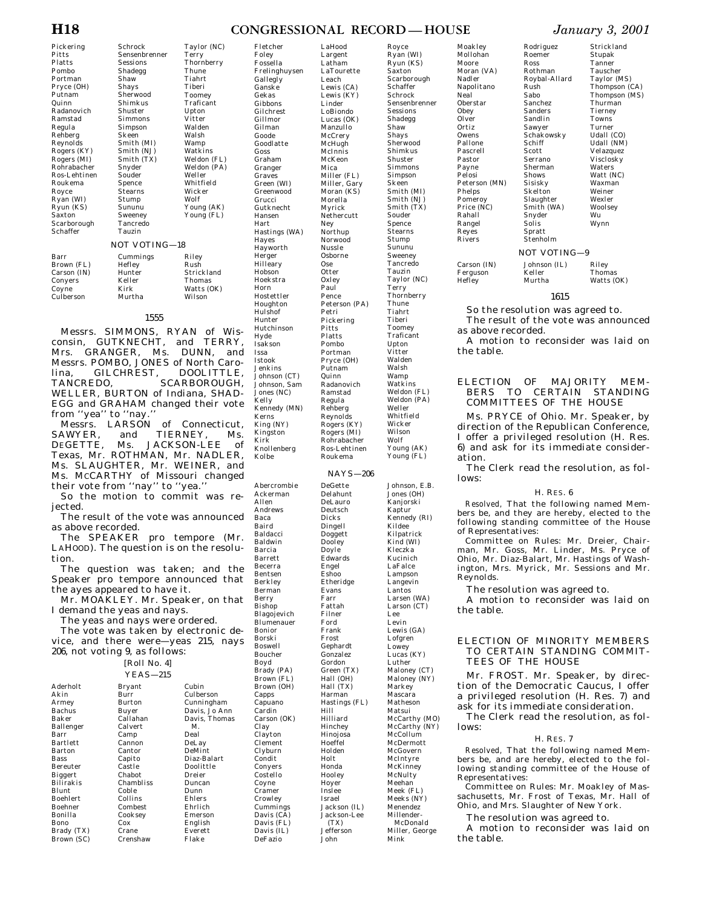Pickering
Pitts
Platts
Pombo
Portman
Pryce (OH)
Putnam
Quinn
Radanovich
Ramstad
Regula
Rehberg
Reynolds
Rogers (KY)
Rogers (MI)
Rohrabacher
Ros-Lehtinen
Roukema
Royce
Ryan (WI)
Ryun (KS)
Saxton
Scarborough
Schaffer
Schrock
Sensenbrenner
Sessions
Shadegg
Shaw
Shays
Sherwood
Shimkus
Shuster
Simmons
Simpson
Skeen
Smith (MI)
Smith (NJ)
Smith (TX)
Snyder
Souder
Spence
Stearns
Stump
Sununu
Sweeney
Tancredo
Tauzin
Taylor (NC)
Terry
Thornberry
Thune
Tiahrt
Tiberi
Toomey
Traficant
Upton
Vitter
Walden
Walsh
Wamp
Watkins
Weldon (FL)
Weldon (PA)
Weller
Whitfield
Wicker
Wolf
Young (AK)
Young (FL)

NOT VOTING—18

Barr
Brown (FL)
Carson (IN)
Conyers
Coyne
Culberson
Cummings
Hefley
Hunter
Keller
Kirk
Murtha
Riley
Rush
Strickland
Thomas
Watts (OK)
Wilson

1555

Messrs. SIMMONS, RYAN of Wisconsin, GUTKNECHT, and TERRY, Mrs. GRANGER, Ms. DUNN, and Messrs. POMBO, JONES of North Carolina, GILCHREST, DOOLITTLE, TANCREDO, SCARBOROUGH, WELLER, BURTON of Indiana, SHADEGG and GRAHAM changed their vote from ''yea'' to ''nay.''

Messrs. LARSON of Connecticut, SAWYER, and TIERNEY, Ms. DEGETTE, Ms. JACKSON-LEE of Texas, Mr. ROTHMAN, Mr. NADLER, Ms. SLAUGHTER, Mr. WEINER, and Ms. MCCARTHY of Missouri changed their vote from ''nay'' to ''yea.''

So the motion to commit was rejected.

The result of the vote was announced as above recorded.

The SPEAKER pro tempore (Mr. LAHOOD). The question is on the resolution.

The question was taken; and the Speaker pro tempore announced that the ayes appeared to have it.

Mr. MOAKLEY. Mr. Speaker, on that I demand the yeas and nays.

The yeas and nays were ordered.

The vote was taken by electronic device, and there were—yeas 215, nays 206, not voting 9, as follows:

[Roll No. 4]

YEAS—215

Aderholt
Akin
Armey
Bachus
Baker
Ballenger
Barr
Bartlett
Barton
Bass
Bereuter
Biggert
Bilirakis
Blunt
Boehlert
Boehner
Bonilla
Bono
Brady (TX)
Brown (SC)
Bryant
Burr
Burton
Buyer
Callahan
Calvert
Camp
Cannon
Cantor
Capito
Castle
Chabot
Chambliss
Coble
Collins
Combest
Cooksey
Cox
Crane
Crenshaw
Cubin
Culberson
Cunningham
Davis, Jo Ann
Davis, Thomas M.
Deal
DeLay
DeMint
Diaz-Balart
Doolittle
Dreier
Duncan
Dunn
Ehlers
Ehrlich
Emerson
English
Everett
Flake
Fletcher
Foley
Fossella
Frelinghuysen
Gallegly
Ganske
Gekas
Gibbons
Gilchrest
Gillmor
Gilman
Goode
Goodlatte
Goss
Graham
Granger
Graves
Green (WI)
Greenwood
Grucci
Gutknecht
Hansen
Hart
Hastings (WA)
Hayes
Hayworth
Herger
Hilleary
Hobson
Hoekstra
Horn
Hostettler
Houghton
Hulshof
Hunter
Hutchinson
Hyde
Isakson
Issa
Istook
Jenkins
Johnson (CT)
Johnson, Sam
Jones (NC)
Kelly
Kennedy (MN)
Kerns
King (NY)
Kingston
Kirk
Knollenberg
Kolbe
LaHood
Largent
Latham
LaTourette
Leach
Lewis (CA)
Lewis (KY)
Linder
LoBiondo
Lucas (OK)
Manzullo
McCrery
McHugh
McInnis
McKeon
Mica
Miller (FL)
Miller, Gary
Moran (KS)
Morella
Myrick
Nethercutt
Ney
Northup
Norwood
Nussle
Osborne
Ose
Otter
Oxley
Paul
Pence
Peterson (PA)
Petri
Pickering
Pitts
Platts
Pombo
Portman
Pryce (OH)
Putnam
Quinn
Radanovich
Ramstad
Regula
Rehberg
Reynolds
Rogers (KY)
Rogers (MI)
Rohrabacher
Ros-Lehtinen
Roukema
Royce
Ryan (WI)
Ryun (KS)
Saxton
Scarborough
Schaffer
Schrock
Sensenbrenner
Sessions
Shadegg
Shaw
Shays
Sherwood
Shimkus
Shuster
Simmons
Simpson
Skeen
Smith (MI)
Smith (NJ)
Smith (TX)
Souder
Spence
Stearns
Stump
Sununu
Sweeney
Tancredo
Tauzin
Taylor (NC)
Terry
Thornberry
Thune
Tiahrt
Tiberi
Toomey
Traficant
Upton
Vitter
Walden
Walsh
Wamp
Watkins
Weldon (FL)
Weldon (PA)
Weller
Whitfield
Wicker
Wilson
Wolf
Young (AK)
Young (FL)

NAYS—206

Abercrombie
Ackerman
Allen
Andrews
Baca
Baird
Baldacci
Baldwin
Barcia
Barrett
Becerra
Bentsen
Berkley
Berman
Berry
Bishop
Blagojevich
Blumenauer
Bonior
Borski
Boswell
Boucher
Boyd
Brady (PA)
Brown (FL)
Brown (OH)
Capps
Capuano
Cardin
Carson (OK)
Clay
Clayton
Clement
Clyburn
Condit
Conyers
Costello
Coyne
Cramer
Crowley
Cummings
Davis (CA)
Davis (FL)
Davis (IL)
DeFazio
DeGette
Delahunt
DeLauro
Deutsch
Dicks
Dingell
Doggett
Dooley
Doyle
Edwards
Engel
Eshoo
Etheridge
Evans
Farr
Fattah
Filner
Ford
Frank
Frost
Gephardt
Gonzalez
Gordon
Green (TX)
Hall (OH)
Hall (TX)
Harman
Hastings (FL)
Hill
Hilliard
Hinchey
Hinojosa
Hoeffel
Holden
Holt
Honda
Hooley
Hoyer
Inslee
Israel
Jackson (IL)
Jackson-Lee (TX)
Jefferson
John
Johnson, E.B.
Jones (OH)
Kanjorski
Kaptur
Kennedy (RI)
Kildee
Kilpatrick
Kind (WI)
Kleczka
Kucinich
LaFalce
Lampson
Langevin
Lantos
Larsen (WA)
Larson (CT)
Lee
Levin
Lewis (GA)
Lofgren
Lowey
Lucas (KY)
Luther
Maloney (CT)
Maloney (NY)
Markey
Mascara
Matheson
Matsui
McCarthy (MO)
McCarthy (NY)
McCollum
McDermott
McGovern
McIntyre
McKinney
McNulty
Meehan
Meek (FL)
Meeks (NY)
Menendez
Millender-McDonald
Miller, George
Mink
Moakley
Mollohan
Moore
Moran (VA)
Nadler
Napolitano
Neal
Oberstar
Obey
Olver
Ortiz
Owens
Pallone
Pascrell
Pastor
Payne
Pelosi
Peterson (MN)
Phelps
Pomeroy
Price (NC)
Rahall
Rangel
Reyes
Rivers
Rodriguez
Roemer
Ross
Rothman
Roybal-Allard
Rush
Sabo
Sanchez
Sanders
Sandlin
Sawyer
Schakowsky
Schiff
Scott
Serrano
Sherman
Shows
Sisisky
Skelton
Slaughter
Smith (WA)
Snyder
Solis
Spratt
Stenholm
Strickland
Stupak
Tanner
Tauscher
Taylor (MS)
Thompson (CA)
Thompson (MS)
Thurman
Tierney
Towns
Turner
Udall (CO)
Udall (NM)
Velazquez
Visclosky
Waters
Watt (NC)
Waxman
Weiner
Wexler
Woolsey
Wu
Wynn

NOT VOTING—9

Carson (IN)
Ferguson
Hefley
Johnson (IL)
Keller
Murtha
Riley
Thomas
Watts (OK)

1615

So the resolution was agreed to.

The result of the vote was announced as above recorded.

A motion to reconsider was laid on the table.

## ELECTION OF MAJORITY MEMBERS TO CERTAIN STANDING COMMITTEES OF THE HOUSE

Ms. PRYCE of Ohio. Mr. Speaker, by direction of the Republican Conference, I offer a privileged resolution (H. Res. 6) and ask for its immediate consideration.

The Clerk read the resolution, as follows:

H. RES. 6

*Resolved,* That the following named Members be, and they are hereby, elected to the following standing committee of the House of Representatives:

Committee on Rules: Mr. Dreier, Chairman, Mr. Goss, Mr. Linder, Ms. Pryce of Ohio, Mr. Diaz-Balart, Mr. Hastings of Washington, Mrs. Myrick, Mr. Sessions and Mr. Reynolds.

The resolution was agreed to.

A motion to reconsider was laid on the table.

## ELECTION OF MINORITY MEMBERS TO CERTAIN STANDING COMMITTEES OF THE HOUSE

Mr. FROST. Mr. Speaker, by direction of the Democratic Caucus, I offer a privileged resolution (H. Res. 7) and ask for its immediate consideration.

The Clerk read the resolution, as follows:

H. RES. 7

*Resolved,* That the following named Members be, and are hereby, elected to the following standing committee of the House of Representatives:

Committee on Rules: Mr. Moakley of Massachusetts, Mr. Frost of Texas, Mr. Hall of Ohio, and Mrs. Slaughter of New York.

The resolution was agreed to.

A motion to reconsider was laid on the table.